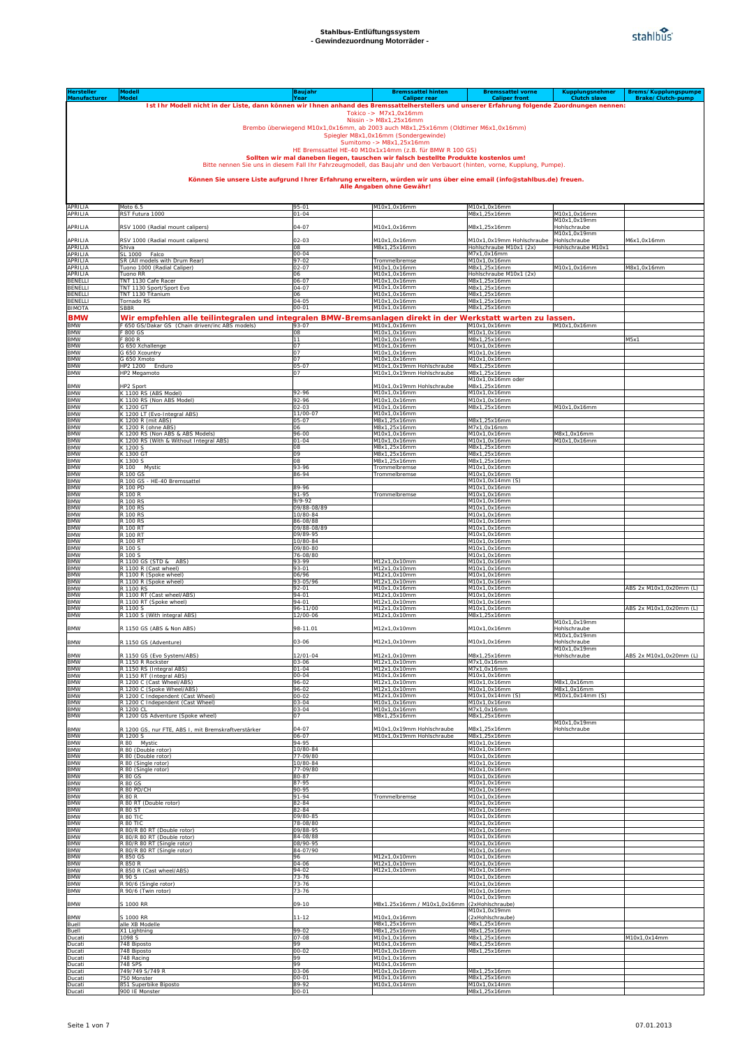# Stahlbus-Entlüftungssystem
## - Gewindezuordnung Motorräder -

| Hersteller Manufacturer | Modell Model | Baujahr Year | Bremssattel hinten Caliper rear | Bremssattel vorne Caliper front | Kupplungsnehmer Clutch slave | Brems/ Kupplungspumpe Brake/ Clutch-pump |
|---|---|---|---|---|---|---|
| **Ist Ihr Modell nicht in der Liste, dann können wir Ihnen anhand des Bremssattelherstellers und unserer Erfahrung folgende Zuordnungen nennen:** Tokico -> M7x1,0x16mm; Nissin -> M8x1,25x16mm; Brembo überwiegend M10x1,0x16mm, ab 2003 auch M8x1,25x16mm (Oldtimer M6x1,0x16mm); Spiegler M8x1,0x16mm (Sondergewinde); Sumitomo -> M8x1,25x16mm; HE Bremssattel HE-40 M10x1x14mm (z.B. für BMW R 100 GS); **Sollten wir mal daneben liegen, tauschen wir falsch bestellte Produkte kostenlos um!** Bitte nennen Sie uns in diesem Fall Ihr Fahrzeugmodell, das Baujahr und den Verbauort (hinten, vorne, Kupplung, Pumpe). **Können Sie unsere Liste aufgrund Ihrer Erfahrung erweitern, würden wir uns über eine email (info@stahlbus.de) freuen. Alle Angaben ohne Gewähr!** | | | | | | |
| APRILIA | Moto 6.5 | 95-01 | M10x1,0x16mm | M10x1,0x16mm | | |
| APRILIA | RST Futura 1000 | 01-04 | | M8x1,25x16mm | M10x1,0x16mm | |
| APRILIA | RSV 1000 (Radial mount calipers) | 04-07 | M10x1,0x16mm | M8x1,25x16mm | M10x1,0x19mm Hohlschraube | |
| APRILIA | RSV 1000 (Radial mount calipers) | 02-03 | M10x1,0x16mm | M10x1,0x19mm Hohlschraube | M10x1,0x19mm Hohlschraube | M6x1,0x16mm |
| APRILIA | Shiva | 08 | M8x1,25x16mm | Hohlschraube M10x1 (2x) | Hohlschraube M10x1 | |
| APRILIA | SL 1000 Falco | 00-04 | | M7x1,0x16mm | | |
| APRILIA | SR (All models with Drum Rear) | 97-02 | Trommelbremse | M10x1,0x16mm | | |
| APRILIA | Tuono 1000 (Radial Caliper) | 02-07 | M10x1,0x16mm | M8x1,25x16mm | M10x1,0x16mm | M8x1,0x16mm |
| APRILIA | Tuono RR | 06 | M10x1,0x16mm | Hohlschraube M10x1 (2x) | | |
| BENELLI | TNT 1130 Cafe Racer | 06-07 | M10x1,0x16mm | M8x1,25x16mm | | |
| BENELLI | TNT 1130 Sport/Sport Evo | 04-07 | M10x1,0x16mm | M8x1,25x16mm | | |
| BENELLI | TNT 1130 Titanium | 06 | M10x1,0x16mm | M8x1,25x16mm | | |
| BENELLI | Tornado RS | 04-05 | M10x1,0x16mm | M8x1,25x16mm | | |
| BIMOTA | SB8R | 00-01 | M10x1,0x16mm | M8x1,25x16mm | | |
| **BMW** | **Wir empfehlen alle teilintegralen und integralen BMW-Bremsanlagen direkt in der Werkstatt warten zu lassen.** | | | | | |
| BMW | F 650 GS/Dakar GS (Chain driven/inc ABS models) | 93-07 | M10x1,0x16mm | M10x1,0x16mm | M10x1,0x16mm | |
| BMW | F 800 GS | 08 | M10x1,0x16mm | M10x1,0x16mm | | |
| BMW | F 800 R | 11 | M10x1,0x16mm | M8x1,25x16mm | | M5x1 |
| BMW | G 650 Xchallenge | 07 | M10x1,0x16mm | M10x1,0x16mm | | |
| BMW | G 650 Xcountry | 07 | M10x1,0x16mm | M10x1,0x16mm | | |
| BMW | G 650 Xmoto | 07 | M10x1,0x16mm | M10x1,0x16mm | | |
| BMW | HP2 1200 Enduro | 05-07 | M10x1,0x19mm Hohlschraube | M8x1,25x16mm | | |
| BMW | HP2 Megamoto | 07 | M10x1,0x19mm Hohlschraube | M8x1,25x16mm | | |
| BMW | HP2 Sport | | M10x1,0x19mm Hohlschraube | M10x1,0x16mm oder M8x1,25x16mm | | |
| BMW | K 1100 RS (ABS Model) | 92-96 | M10x1,0x16mm | M10x1,0x16mm | | |
| BMW | K 1100 RS (Non ABS Model) | 92-96 | M10x1,0x16mm | M10x1,0x16mm | | |
| BMW | K 1200 GT | 02-03 | M10x1,0x16mm | M8x1,25x16mm | M10x1,0x16mm | |
| BMW | K 1200 LT (Evo-Integral ABS) | 11/00-07 | M10x1,0x16mm | | | |
| BMW | K 1200 R (mit ABS) | 05-07 | M8x1,25x16mm | M8x1,25x16mm | | |
| BMW | K 1200 R (ohne ABS) | 06 | M8x1,25x16mm | M7x1,0x16mm | | |
| BMW | K 1200 RS (Non ABS & ABS Models) | 96-00 | M10x1,0x16mm | M10x1,0x16mm | M8x1,0x16mm | |
| BMW | K 1200 RS (With & Without Integral ABS) | 01-04 | M10x1,0x16mm | M10x1,0x16mm | M10x1,0x16mm | |
| BMW | K 1200 S | 08 | M8x1,25x16mm | M8x1,25x16mm | | |
| BMW | K 1300 GT | 09 | M8x1,25x16mm | M8x1,25x16mm | | |
| BMW | K 1300 S | 08 | M8x1,25x16mm | M8x1,25x16mm | | |
| BMW | R 100 Mystic | 93-96 | Trommelbremse | M10x1,0x16mm | | |
| BMW | R 100 GS | 86-94 | Trommelbremse | M10x1,0x16mm | | |
| BMW | R 100 GS - HE-40 Bremssattel | | | M10x1,0x14mm (S) | | |
| BMW | R 100 PD | 89-96 | | M10x1,0x16mm | | |
| BMW | R 100 R | 91-95 | Trommelbremse | M10x1,0x16mm | | |
| BMW | R 100 RS | 9/9-92 | | M10x1,0x16mm | | |
| BMW | R 100 RS | 09/88-08/89 | | M10x1,0x16mm | | |
| BMW | R 100 RS | 10/80-84 | | M10x1,0x16mm | | |
| BMW | R 100 RS | 86-08/88 | | M10x1,0x16mm | | |
| BMW | R 100 RT | 09/88-08/89 | | M10x1,0x16mm | | |
| BMW | R 100 RT | 09/89-95 | | M10x1,0x16mm | | |
| BMW | R 100 RT | 10/80-84 | | M10x1,0x16mm | | |
| BMW | R 100 S | 09/80-80 | | M10x1,0x16mm | | |
| BMW | R 100 S | 76-08/80 | | M10x1,0x16mm | | |
| BMW | R 1100 GS (STD & ABS) | 93-99 | M12x1,0x10mm | M10x1,0x16mm | | |
| BMW | R 1100 R (Cast wheel) | 93-01 | M12x1,0x10mm | M10x1,0x16mm | | |
| BMW | R 1100 R (Spoke wheel) | 06/96 | M12x1,0x10mm | M10x1,0x16mm | | |
| BMW | R 1100 R (Spoke wheel) | 93-05/96 | M12x1,0x10mm | M10x1,0x16mm | | |
| BMW | R 1100 RS | 92-01 | M10x1,0x16mm | M10x1,0x16mm | | ABS 2x M10x1,0x20mm (L) |
| BMW | R 1100 RT (Cast wheel/ABS) | 94-01 | M12x1,0x10mm | M10x1,0x16mm | | |
| BMW | R 1100 RT (Spoke wheel) | 94-01 | M12x1,0x10mm | M10x1,0x16mm | | |
| BMW | R 1100 S | 96-11/00 | M12x1,0x10mm | M10x1,0x16mm | | ABS 2x M10x1,0x20mm (L) |
| BMW | R 1100 S (With integral ABS) | 12/00-06 | M12x1,0x10mm | M8x1,25x16mm | | |
| BMW | R 1150 GS (ABS & Non ABS) | 98-11.01 | M12x1,0x10mm | M10x1,0x16mm | M10x1,0x19mm Hohlschraube | |
| BMW | R 1150 GS (Adventure) | 03-06 | M12x1,0x10mm | M10x1,0x16mm | M10x1,0x19mm Hohlschraube | |
| BMW | R 1150 GS (Evo System/ABS) | 12/01-04 | M12x1,0x10mm | M8x1,25x16mm | M10x1,0x19mm Hohlschraube | ABS 2x M10x1,0x20mm (L) |
| BMW | R 1150 R Rockster | 03-06 | M12x1,0x10mm | M7x1,0x16mm | | |
| BMW | R 1150 RS (Integral ABS) | 01-04 | M12x1,0x10mm | M7x1,0x16mm | | |
| BMW | R 1150 RT (Integral ABS) | 00-04 | M10x1,0x16mm | M10x1,0x16mm | | |
| BMW | R 1200 C (Cast Wheel/ABS) | 96-02 | M12x1,0x10mm | M10x1,0x16mm | M8x1,0x16mm | |
| BMW | R 1200 C (Spoke Wheel/ABS) | 96-02 | M12x1,0x10mm | M10x1,0x16mm | M8x1,0x16mm | |
| BMW | R 1200 C Independent (Cast Wheel) | 00-02 | M12x1,0x10mm | M10x1,0x14mm (S) | M10x1,0x14mm (S) | |
| BMW | R 1200 C Independent (Cast Wheel) | 03-04 | M10x1,0x16mm | M10x1,0x16mm | | |
| BMW | R 1200 CL | 03-04 | M10x1,0x16mm | M7x1,0x16mm | | |
| BMW | R 1200 GS Adventure (Spoke wheel) | 07 | M8x1,25x16mm | M8x1,25x16mm | | |
| BMW | R 1200 GS, nur FTE, ABS I, mit Bremskraftverstärker | 04-07 | M10x1,0x19mm Hohlschraube | M8x1,25x16mm | M10x1,0x19mm Hohlschraube | |
| BMW | R 1200 S | 06-07 | M10x1,0x19mm Hohlschraube | M8x1,25x16mm | | |
| BMW | R 80 Mystic | 94-95 | | M10x1,0x16mm | | |
| BMW | R 80 (Double rotor) | 10/80-84 | | M10x1,0x16mm | | |
| BMW | R 80 (Double rotor) | 77-09/80 | | M10x1,0x16mm | | |
| BMW | R 80 (Single rotor) | 10/80-84 | | M10x1,0x16mm | | |
| BMW | R 80 (Single rotor) | 77-09/80 | | M10x1,0x16mm | | |
| BMW | R 80 GS | 80-87 | | M10x1,0x16mm | | |
| BMW | R 80 GS | 87-95 | | M10x1,0x16mm | | |
| BMW | R 80 PD/CH | 90-95 | | M10x1,0x16mm | | |
| BMW | R 80 R | 91-94 | Trommelbremse | M10x1,0x16mm | | |
| BMW | R 80 RT (Double rotor) | 82-84 | | M10x1,0x16mm | | |
| BMW | R 80 ST | 82-84 | | M10x1,0x16mm | | |
| BMW | R 80 TIC | 09/80-85 | | M10x1,0x16mm | | |
| BMW | R 80 TIC | 78-08/80 | | M10x1,0x16mm | | |
| BMW | R 80/R 80 RT (Double rotor) | 09/88-95 | | M10x1,0x16mm | | |
| BMW | R 80/R 80 RT (Double rotor) | 84-08/88 | | M10x1,0x16mm | | |
| BMW | R 80/R 80 RT (Single rotor) | 08/90-95 | | M10x1,0x16mm | | |
| BMW | R 80/R 80 RT (Single rotor) | 84-07/90 | | M10x1,0x16mm | | |
| BMW | R 850 GS | 96 | M12x1,0x10mm | M10x1,0x16mm | | |
| BMW | R 850 R | 04-06 | M12x1,0x10mm | M10x1,0x16mm | | |
| BMW | R 850 R (Cast wheel/ABS) | 94-02 | M12x1,0x10mm | M10x1,0x16mm | | |
| BMW | R 90 S | 73-76 | | M10x1,0x16mm | | |
| BMW | R 90/6 (Single rotor) | 73-76 | | M10x1,0x16mm | | |
| BMW | R 90/6 (Twin rotor) | 73-76 | | M10x1,0x16mm | | |
| BMW | S 1000 RR | 09-10 | M8x1.25x16mm / M10x1,0x16mm | M10x1,0x19mm (2xHohlschraube) | | |
| BMW | S 1000 RR | 11-12 | M10x1,0x16mm | M10x1,0x19mm (2xHohlschraube) | | |
| Buell | alle XB Modelle | | M8x1,25x16mm | M8x1,25x16mm | | |
| Buell | X1 Lightning | 99-02 | M8x1,25x16mm | M8x1,25x16mm | | |
| Ducati | 1098 S | 07-08 | M10x1,0x16mm | M8x1,25x16mm | | M10x1,0x14mm |
| Ducati | 748 Biposto | 99 | M10x1,0x16mm | M8x1,25x16mm | | |
| Ducati | 748 Biposto | 00-02 | M10x1,0x16mm | M8x1,25x16mm | | |
| Ducati | 748 Racing | 99 | M10x1,0x16mm | | | |
| Ducati | 748 SPS | 99 | M10x1,0x16mm | | | |
| Ducati | 749/749 S/749 R | 03-06 | M10x1,0x16mm | M8x1,25x16mm | | |
| Ducati | 750 Monster | 00-01 | M10x1,0x16mm | M8x1,25x16mm | | |
| Ducati | 851 Superbike Biposto | 89-92 | M10x1,0x14mm | M10x1,0x14mm | | |
| Ducati | 900 IE Monster | 00-01 | M10x1,0x16mm | M8x1,25x16mm | | |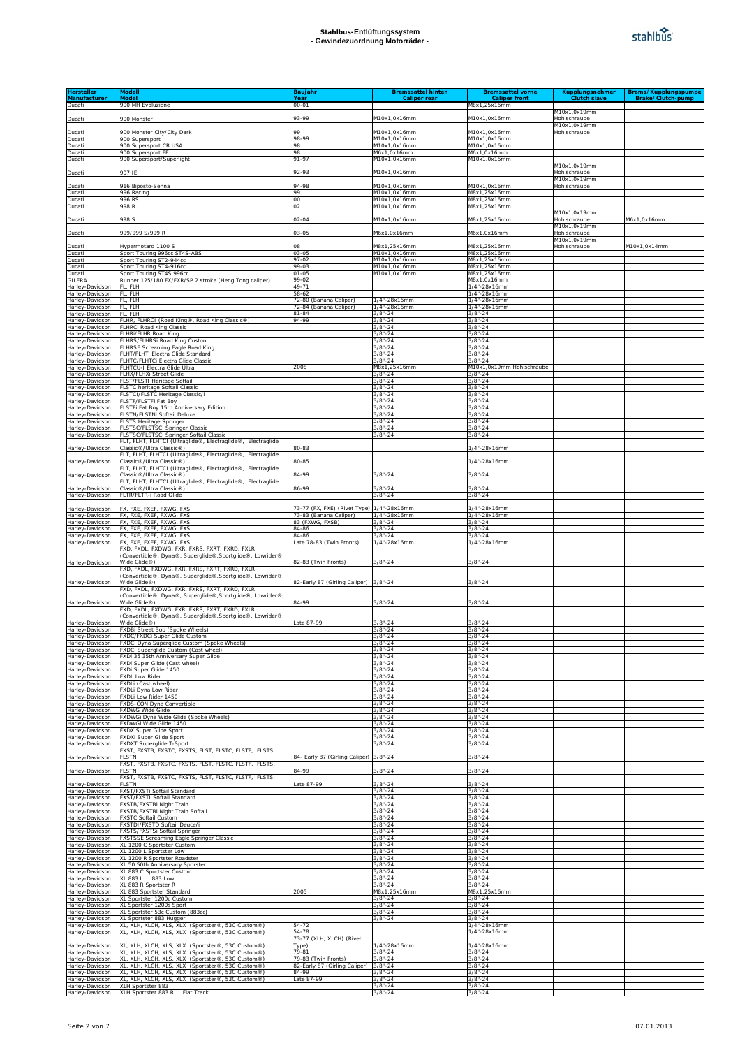# Stahlbus-Entlüftungssystem
## - Gewindezuordnung Motorräder -

| Hersteller Manufacturer | Modell Model | Baujahr Year | Bremssattel hinten Caliper rear | Bremssattel vorne Caliper front | Kupplungsnehmer Clutch slave | Brems/ Kupplungspumpe Brake/ Clutch-pump |
|---|---|---|---|---|---|---|
| Ducati | 900 MH Evoluzione | 00-01 | | M8x1,25x16mm | | |
| Ducati | 900 Monster | 93-99 | M10x1,0x16mm | M10x1,0x16mm | M10x1,0x19mm Hohlschraube | |
| Ducati | 900 Monster City/City Dark | 99 | M10x1,0x16mm | M10x1,0x16mm | M10x1,0x19mm Hohlschraube | |
| Ducati | 900 Supersport | 98-99 | M10x1,0x16mm | M10x1,0x16mm | | |
| Ducati | 900 Supersport CR USA | 98 | M10x1,0x16mm | M10x1,0x16mm | | |
| Ducati | 900 Supersport FE | 98 | M6x1,0x16mm | M6x1,0x16mm | | |
| Ducati | 900 Supersport/Superlight | 91-97 | M10x1,0x16mm | M10x1,0x16mm | | |
| Ducati | 907 IE | 92-93 | M10x1,0x16mm | | M10x1,0x19mm Hohlschraube | |
| Ducati | 916 Biposto-Senna | 94-98 | M10x1,0x16mm | M10x1,0x16mm | M10x1,0x19mm Hohlschraube | |
| Ducati | 996 Racing | 99 | M10x1,0x16mm | M8x1,25x16mm | | |
| Ducati | 996 RS | 00 | M10x1,0x16mm | M8x1,25x16mm | | |
| Ducati | 998 R | 02 | M10x1,0x16mm | M8x1,25x16mm | | |
| Ducati | 998 S | 02-04 | M10x1,0x16mm | M8x1,25x16mm | M10x1,0x19mm Hohlschraube | M6x1,0x16mm |
| Ducati | 999/999 S/999 R | 03-05 | M6x1,0x16mm | M6x1,0x16mm | M10x1,0x19mm Hohlschraube | |
| Ducati | Hypermotard 1100 S | 08 | M8x1,25x16mm | M8x1,25x16mm | M10x1,0x19mm Hohlschraube | M10x1,0x14mm |
| Ducati | Sport Touring 996cc ST4S-ABS | 03-05 | M10x1,0x16mm | M8x1,25x16mm | | |
| Ducati | Sport Touring ST2-944cc | 97-02 | M10x1,0x16mm | M8x1,25x16mm | | |
| Ducati | Sport Touring ST4-916cc | 99-03 | M10x1,0x16mm | M8x1,25x16mm | | |
| Ducati | Sport Touring ST4S 996cc | 01-05 | M10x1,0x16mm | M8x1,25x16mm | | |
| GILERA | Runner 125/180 FX/FXR/SP 2 stroke (Heng Tong caliper) | 99-02 | | M8x1,0x16mm | | |
| Harley-Davidson | FL, FLH | 49-71 | | 1/4"-28x16mm | | |
| Harley-Davidson | FL, FLH | 58-62 | | 1/4"-28x16mm | | |
| Harley-Davidson | FL, FLH | 72-80 (Banana Caliper) | 1/4"-28x16mm | 1/4"-28x16mm | | |
| Harley-Davidson | FL, FLH | 72-84 (Banana Caliper) | 1/4"-28x16mm | 1/4"-28x16mm | | |
| Harley-Davidson | FL, FLH | 81-84 | 3/8"-24 | 3/8"-24 | | |
| Harley-Davidson | FLHR, FLHRCI (Road King®, Road King Classic®) | 94-99 | 3/8"-24 | 3/8"-24 | | |
| Harley-Davidson | FLHRCi Road King Classic | | 3/8"-24 | 3/8"-24 | | |
| Harley-Davidson | FLHRi/FLHR Road King | | 3/8"-24 | 3/8"-24 | | |
| Harley-Davidson | FLHRS/FLHRSi Road King Custom | | 3/8"-24 | 3/8"-24 | | |
| Harley-Davidson | FLHRSE Screaming Eagle Road King | | 3/8"-24 | 3/8"-24 | | |
| Harley-Davidson | FLHT/FLHTi Electra Glide Standard | | 3/8"-24 | 3/8"-24 | | |
| Harley-Davidson | FLHTC/FLHTCi Electra Glide Classic | | 3/8"-24 | 3/8"-24 | | |
| Harley-Davidson | FLHTCU-I Electra Glide Ultra | 2008 | M8x1,25x16mm | M10x1,0x19mm Hohlschraube | | |
| Harley-Davidson | FLHX/FLHXi Street Glide | | 3/8"-24 | 3/8"-24 | | |
| Harley-Davidson | FLST/FLSTI Heritage Softail | | 3/8"-24 | 3/8"-24 | | |
| Harley-Davidson | FLSTC heritage Softail Classic | | 3/8"-24 | 3/8"-24 | | |
| Harley-Davidson | FLSTCi/FLSTC Heritage Classic/i | | 3/8"-24 | 3/8"-24 | | |
| Harley-Davidson | FLSTF/FLSTFi Fat Boy | | 3/8"-24 | 3/8"-24 | | |
| Harley-Davidson | FLSTFi Fat Boy 15th Anniversary Edition | | 3/8"-24 | 3/8"-24 | | |
| Harley-Davidson | FLSTN/FLSTNi Softail Deluxe | | 3/8"-24 | 3/8"-24 | | |
| Harley-Davidson | FLSTS Heritage Springer | | 3/8"-24 | 3/8"-24 | | |
| Harley-Davidson | FLSTSC/FLSTSCi Springer Classic | | 3/8"-24 | 3/8"-24 | | |
| Harley-Davidson | FLSTSC/FLSTSCi Springer Softail Classic | | 3/8"-24 | 3/8"-24 | | |
| Harley-Davidson | FLT, FLHT, FLHTCI (Ultraglide®, Electraglide®, Electraglide Classic®/Ultra Classic®) | 80-83 | | 1/4"-28x16mm | | |
| Harley-Davidson | FLT, FLHT, FLHTCI (Ultraglide®, Electraglide®, Electraglide Classic®/Ultra Classic®) | 80-85 | | 1/4"-28x16mm | | |
| Harley-Davidson | FLT, FLHT, FLHTCI (Ultraglide®, Electraglide®, Electraglide Classic®/Ultra Classic®) | 84-99 | 3/8"-24 | 3/8"-24 | | |
| Harley-Davidson | FLT, FLHT, FLHTCI (Ultraglide®, Electraglide®, Electraglide Classic®/Ultra Classic®) | 86-99 | 3/8"-24 | 3/8"-24 | | |
| Harley-Davidson | FLTR/FLTR-i Road Glide | | 3/8"-24 | 3/8"-24 | | |
| Harley-Davidson | FX, FXE, FXEF, FXWG, FXS | 73-77 (FX, FXE) (Rivet Type) | 1/4"-28x16mm | 1/4"-28x16mm | | |
| Harley-Davidson | FX, FXE, FXEF, FXWG, FXS | 73-83 (Banana Caliper) | 1/4"-28x16mm | 1/4"-28x16mm | | |
| Harley-Davidson | FX, FXE, FXEF, FXWG, FXS | 83 (FXWG, FXSB) | 3/8"-24 | 3/8"-24 | | |
| Harley-Davidson | FX, FXE, FXEF, FXWG, FXS | 84-86 | 3/8"-24 | 3/8"-24 | | |
| Harley-Davidson | FX, FXE, FXEF, FXWG, FXS | 84-86 | 3/8"-24 | 3/8"-24 | | |
| Harley-Davidson | FX, FXE, FXEF, FXWG, FXS | Late 78-83 (Twin Fronts) | 1/4"-28x16mm | 1/4"-28x16mm | | |
| Harley-Davidson | FXD, FXDL, FXDWG, FXR, FXRS, FXRT, FXRD, FXLR (Convertible®, Dyna®, Superglide®,Sportglide®, Lowrider®, Wide Glide®) | 82-83 (Twin Fronts) | 3/8"-24 | 3/8"-24 | | |
| Harley-Davidson | FXD, FXDL, FXDWG, FXR, FXRS, FXRT, FXRD, FXLR (Convertible®, Dyna®, Superglide®,Sportglide®, Lowrider®, Wide Glide®) | 82-Early 87 (Girling Caliper) | 3/8"-24 | 3/8"-24 | | |
| Harley-Davidson | FXD, FXDL, FXDWG, FXR, FXRS, FXRT, FXRD, FXLR (Convertible®, Dyna®, Superglide®,Sportglide®, Lowrider®, Wide Glide®) | 84-99 | 3/8"-24 | 3/8"-24 | | |
| Harley-Davidson | FXD, FXDL, FXDWG, FXR, FXRS, FXRT, FXRD, FXLR (Convertible®, Dyna®, Superglide®,Sportglide®, Lowrider®, Wide Glide®) | Late 87-99 | 3/8"-24 | 3/8"-24 | | |
| Harley-Davidson | FXDBi Street Bob (Spoke Wheels) | | 3/8"-24 | 3/8"-24 | | |
| Harley-Davidson | FXDC/FXDCi Super Glide Custom | | 3/8"-24 | 3/8"-24 | | |
| Harley-Davidson | FXDCi Dyna Superglide Custom (Spoke Wheels) | | 3/8"-24 | 3/8"-24 | | |
| Harley-Davidson | FXDCi Superglide Custom (Cast wheel) | | 3/8"-24 | 3/8"-24 | | |
| Harley-Davidson | FXDi 35 35th Anniversary Super Glide | | 3/8"-24 | 3/8"-24 | | |
| Harley-Davidson | FXDi Super Glide (Cast wheel) | | 3/8"-24 | 3/8"-24 | | |
| Harley-Davidson | FXDi Super Glide 1450 | | 3/8"-24 | 3/8"-24 | | |
| Harley-Davidson | FXDL Low Rider | | 3/8"-24 | 3/8"-24 | | |
| Harley-Davidson | FXDLi (Cast wheel) | | 3/8"-24 | 3/8"-24 | | |
| Harley-Davidson | FXDLi Dyna Low Rider | | 3/8"-24 | 3/8"-24 | | |
| Harley-Davidson | FXDLi Low Rider 1450 | | 3/8"-24 | 3/8"-24 | | |
| Harley-Davidson | FXDS-CON Dyna Convertible | | 3/8"-24 | 3/8"-24 | | |
| Harley-Davidson | FXDWG Wide Glide | | 3/8"-24 | 3/8"-24 | | |
| Harley-Davidson | FXDWGi Dyna Wide Glide (Spoke Wheels) | | 3/8"-24 | 3/8"-24 | | |
| Harley-Davidson | FXDWGi Wide Glide 1450 | | 3/8"-24 | 3/8"-24 | | |
| Harley-Davidson | FXDX Super Glide Sport | | 3/8"-24 | 3/8"-24 | | |
| Harley-Davidson | FXDXi Super Glide Sport | | 3/8"-24 | 3/8"-24 | | |
| Harley-Davidson | FXDXT Superglide T-Sport | | 3/8"-24 | 3/8"-24 | | |
| Harley-Davidson | FXST, FXSTB, FXSTC, FXSTS, FLST, FLSTC, FLSTF, FLSTS, FLSTN | 84- Early 87 (Girling Caliper) | 3/8"-24 | 3/8"-24 | | |
| Harley-Davidson | FXST, FXSTB, FXSTC, FXSTS, FLST, FLSTC, FLSTF, FLSTS, FLSTN | 84-99 | 3/8"-24 | 3/8"-24 | | |
| Harley-Davidson | FXST, FXSTB, FXSTC, FXSTS, FLST, FLSTC, FLSTF, FLSTS, FLSTN | Late 87-99 | 3/8"-24 | 3/8"-24 | | |
| Harley-Davidson | FXST/FXSTi Softail Standard | | 3/8"-24 | 3/8"-24 | | |
| Harley-Davidson | FXST/FXSTI Softail Standard | | 3/8"-24 | 3/8"-24 | | |
| Harley-Davidson | FXSTB/FXSTBi Night Train | | 3/8"-24 | 3/8"-24 | | |
| Harley-Davidson | FXSTB/FXSTBi Night Train Softail | | 3/8"-24 | 3/8"-24 | | |
| Harley-Davidson | FXSTC Softail Custom | | 3/8"-24 | 3/8"-24 | | |
| Harley-Davidson | FXSTDi/FXSTD Softail Deuce/i | | 3/8"-24 | 3/8"-24 | | |
| Harley-Davidson | FXSTS/FXSTSi Softail Springer | | 3/8"-24 | 3/8"-24 | | |
| Harley-Davidson | FXSTSSE Screaming Eagle Springer Classic | | 3/8"-24 | 3/8"-24 | | |
| Harley-Davidson | XL 1200 C Sportster Custom | | 3/8"-24 | 3/8"-24 | | |
| Harley-Davidson | XL 1200 L Sportster Low | | 3/8"-24 | 3/8"-24 | | |
| Harley-Davidson | XL 1200 R Sportster Roadster | | 3/8"-24 | 3/8"-24 | | |
| Harley-Davidson | XL 50 50th Anniversary Sporster | | 3/8"-24 | 3/8"-24 | | |
| Harley-Davidson | XL 883 C Sportster Custom | | 3/8"-24 | 3/8"-24 | | |
| Harley-Davidson | XL 883 L 883 Low | | 3/8"-24 | 3/8"-24 | | |
| Harley-Davidson | XL 883 R Sportster R | | 3/8"-24 | 3/8"-24 | | |
| Harley-Davidson | XL 883 Sportster Standard | 2005 | M8x1,25x16mm | M8x1,25x16mm | | |
| Harley-Davidson | XL Sportster 1200c Custom | | 3/8"-24 | 3/8"-24 | | |
| Harley-Davidson | XL Sportster 1200s Sport | | 3/8"-24 | 3/8"-24 | | |
| Harley-Davidson | XL Sportster 53c Custom (883cc) | | 3/8"-24 | 3/8"-24 | | |
| Harley-Davidson | XL Sportster 883 Hugger | | 3/8"-24 | 3/8"-24 | | |
| Harley-Davidson | XL, XLH, XLCH, XLS, XLX (Sportster®, 53C Custom®) | 54-72 | | 1/4"-28x16mm | | |
| Harley-Davidson | XL, XLH, XLCH, XLS, XLX (Sportster®, 53C Custom®) | 54-78 | | 1/4"-28x16mm | | |
| Harley-Davidson | XL, XLH, XLCH, XLS, XLX (Sportster®, 53C Custom®) | 73-77 (XLH, XLCH) (Rivet Type) | 1/4"-28x16mm | 1/4"-28x16mm | | |
| Harley-Davidson | XL, XLH, XLCH, XLS, XLX (Sportster®, 53C Custom®) | 79-81 | 3/8"-24 | 3/8"-24 | | |
| Harley-Davidson | XL, XLH, XLCH, XLS, XLX (Sportster®, 53C Custom®) | 79-83 (Twin Fronts) | 3/8"-24 | 3/8"-24 | | |
| Harley-Davidson | XL, XLH, XLCH, XLS, XLX (Sportster®, 53C Custom®) | 82-Early 87 (Girling Caliper) | 3/8"-24 | 3/8"-24 | | |
| Harley-Davidson | XL, XLH, XLCH, XLS, XLX (Sportster®, 53C Custom®) | 84-99 | 3/8"-24 | 3/8"-24 | | |
| Harley-Davidson | XL, XLH, XLCH, XLS, XLX (Sportster®, 53C Custom®) | Late 87-99 | 3/8"-24 | 3/8"-24 | | |
| Harley-Davidson | XLH Sportster 883 | | 3/8"-24 | 3/8"-24 | | |
| Harley-Davidson | XLH Sportster 883 R Flat Track | | 3/8"-24 | 3/8"-24 | | |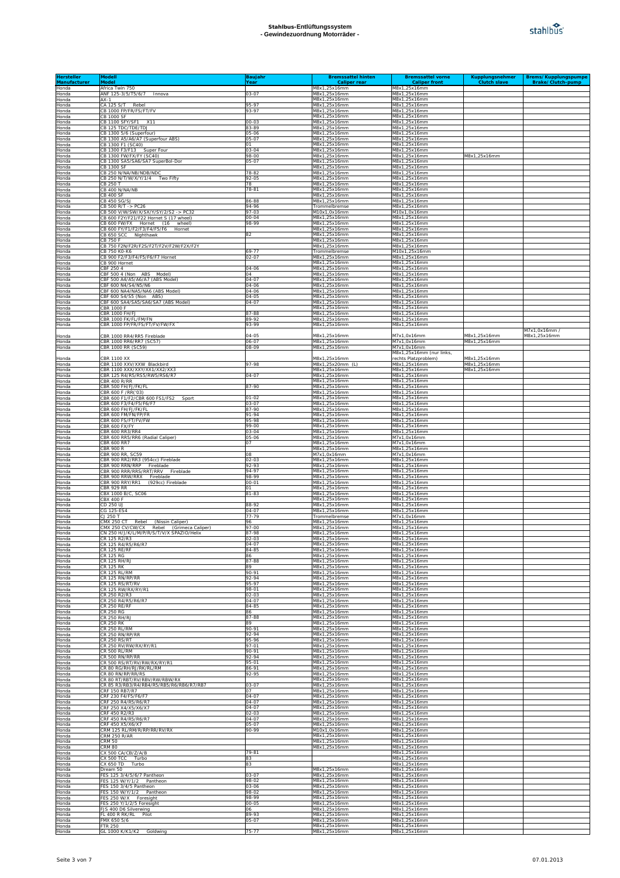# Stahlbus-Entlüftungssystem
## - Gewindezuordnung Motorräder -

| Hersteller Manufacturer | Modell Model | Baujahr Year | Bremssattel hinten Caliper rear | Bremssattel vorne Caliper front | Kupplungsnehmer Clutch slave | Brems/ Kupplungspumpe Brake/ Clutch-pump |
|---|---|---|---|---|---|---|
| Honda | Africa Twin 750 | | M8x1,25x16mm | M8x1,25x16mm | | |
| Honda | ANF 125-3/5/T5/6/7 Innova | 03-07 | M8x1,25x16mm | M8x1,25x16mm | | |
| Honda | AX-1 | | M8x1,25x16mm | M8x1,25x16mm | | |
| Honda | CA 125 S/T Rebel | 95-97 | M8x1,25x16mm | M8x1,25x16mm | | |
| Honda | CB 1000 FP/FR/FS/FT/FV | 93-97 | M8x1,25x16mm | M8x1,25x16mm | | |
| Honda | CB 1000 SF | | M8x1,25x16mm | M8x1,25x16mm | | |
| Honda | CB 1100 SFY/SF1 X11 | 00-03 | M8x1,25x16mm | M8x1,25x16mm | | |
| Honda | CB 125 TDC/TDE/TDJ | 83-89 | M8x1,25x16mm | M8x1,25x16mm | | |
| Honda | CB 1300 5/6 (Superfour) | 05-06 | M8x1,25x16mm | M8x1,25x16mm | | |
| Honda | CB 1300 A5/A6/A7 (Superfour ABS) | 05-07 | M8x1,25x16mm | M8x1,25x16mm | | |
| Honda | CB 1300 F1 (SC40) | 01 | M8x1,25x16mm | M8x1,25x16mm | | |
| Honda | CB 1300 F3/F13 Super Four | 03-04 | M8x1,25x16mm | M8x1,25x16mm | | |
| Honda | CB 1300 FW/FX/FY (SC40) | 98-00 | M8x1,25x16mm | M8x1,25x16mm | M8x1,25x16mm | |
| Honda | CB 1300 SA5/SA6/SA7 SuperBol-Dor | 05-07 | M8x1,25x16mm | M8x1,25x16mm | | |
| Honda | CB 1300 SF | | M8x1,25x16mm | M8x1,25x16mm | | |
| Honda | CB 250 N/NA/NB/NDB/NDC | 78-82 | M8x1,25x16mm | M8x1,25x16mm | | |
| Honda | CB 250 N/T/W/X/Y/1/4 Two Fifty | 92-05 | M8x1,25x16mm | M8x1,25x16mm | | |
| Honda | CB 250 T | 78 | M8x1,25x16mm | M8x1,25x16mm | | |
| Honda | CB 400 N/NA/NB | 78-81 | M8x1,25x16mm | M8x1,25x16mm | | |
| Honda | CB 400 SF | | M8x1,25x16mm | M8x1,25x16mm | | |
| Honda | CB 450 SG/SJ | 86-88 | M8x1,25x16mm | M8x1,25x16mm | | |
| Honda | CB 500 R/T -> PC26 | 94-96 | Trommelbremse | M8x1,25x16mm | | |
| Honda | CB 500 V/W/SW/X/SX/Y/SY/2/S2 -> PC32 | 97-03 | M10x1,0x16mm | M10x1,0x16mm | | |
| Honda | CB 600 F2Y/F21/F22 Hornet S (17 wheel) | 00-04 | M8x1,25x16mm | M8x1,25x16mm | | |
| Honda | CB 600 FW/FX Hornet (16 wheel) | 98-99 | M8x1,25x16mm | M8x1,25x16mm | | |
| Honda | CB 600 FY/F1/F2/F3/F4/F5/F6 Hornet | | M8x1,25x16mm | M8x1,25x16mm | | |
| Honda | CB 650 SCC Nighthawk | 82 | M8x1,25x16mm | M8x1,25x16mm | | |
| Honda | CB 750 F | | M8x1,25x16mm | M8x1,25x16mm | | |
| Honda | CB 750 F2N/F2R/F2S/F2T/F2V/F2W/F2X/F2Y | | M8x1,25x16mm | M8x1,25x16mm | | |
| Honda | CB 750 K0-K6 | 69-77 | Trommelbremse | M10x1,25x16mm | | |
| Honda | CB 900 F2/F3/F4/F5/F6/F7 Hornet | 02-07 | M8x1,25x16mm | M8x1,25x16mm | | |
| Honda | CB 900 Hornet | | M8x1,25x16mm | M8x1,25x16mm | | |
| Honda | CBF 250 4 | 04-06 | M8x1,25x16mm | M8x1,25x16mm | | |
| Honda | CBF 500 4 (Non ABS Model) | 04 | M8x1,25x16mm | M8x1,25x16mm | | |
| Honda | CBF 500 A4/A5/A6/A7 (ABS Model) | 04-07 | M8x1,25x16mm | M8x1,25x16mm | | |
| Honda | CBF 600 N4/S4/N5/N6 | 04-06 | M8x1,25x16mm | M8x1,25x16mm | | |
| Honda | CBF 600 NA4/NA5/NA6 (ABS Model) | 04-06 | M8x1,25x16mm | M8x1,25x16mm | | |
| Honda | CBF 600 S4/S5 (Non ABS) | 04-05 | M8x1,25x16mm | M8x1,25x16mm | | |
| Honda | CBF 600 SA4/SA5/SA6/SA7 (ABS Model) | 04-07 | M8x1,25x16mm | M8x1,25x16mm | | |
| Honda | CBR 1000 F | | M8x1,25x16mm | M8x1,25x16mm | | |
| Honda | CBR 1000 FH/FJ | 87-88 | M8x1,25x16mm | M8x1,25x16mm | | |
| Honda | CBR 1000 FK/FL/FM/FN | 89-92 | M8x1,25x16mm | M8x1,25x16mm | | |
| Honda | CBR 1000 FP/FR/FS/FT/FV/FW/FX | 93-99 | M8x1,25x16mm | M8x1,25x16mm | | |
| Honda | CBR 1000 RR4/RR5 Fireblade | 04-05 | M8x1,25x16mm | M7x1,0x16mm | M8x1,25x16mm | M7x1,0x16mm / M8x1,25x16mm |
| Honda | CBR 1000 RR6/RR7 (SC57) | 06-07 | M8x1,25x16mm | M7x1,0x16mm | M8x1,25x16mm | |
| Honda | CBR 1000 RR (SC59) | 08-09 | M8x1,25x16mm | M7x1,0x16mm | | |
| Honda | CBR 1100 XX | | M8x1,25x16mm | M8x1,25x16mm (nur links, rechts Platzproblem) | M8x1,25x16mm | |
| Honda | CBR 1100 XXV/XXW Blackbird | 97-98 | M8x1,25x20mm (L) | M8x1,25x16mm | M8x1,25x16mm | |
| Honda | CBR 1100 XXX/XXY/XX1/XX2/XX3 | | M8x1,25x16mm | M8x1,25x16mm | M8x1,25x16mm | |
| Honda | CBR 125 R4/R5/RS5/RW5/RS6/R7 | 04-07 | M8x1,25x16mm | M8x1,25x16mm | | |
| Honda | CBR 400 R/RR | | M8x1,25x16mm | M8x1,25x16mm | | |
| Honda | CBR 500 FH/FJ/FK/FL | 87-90 | M8x1,25x16mm | M8x1,25x16mm | | |
| Honda | CBR 600 F /RR('03) | | M8x1,25x16mm | M8x1,25x16mm | | |
| Honda | CBR 600 F1/F2/CBR 600 FS1/FS2 Sport | 01-02 | M8x1,25x16mm | M8x1,25x16mm | | |
| Honda | CBR 600 F3/F4/F5/F6/F7 | 03-07 | M8x1,25x16mm | M8x1,25x16mm | | |
| Honda | CBR 600 FH/FJ/FK/FL | 87-90 | M8x1,25x16mm | M8x1,25x16mm | | |
| Honda | CBR 600 FM/FN/FP/FR | 91-94 | M8x1,25x16mm | M8x1,25x16mm | | |
| Honda | CBR 600 FS/FT/FV/FW | 95-98 | M8x1,25x16mm | M8x1,25x16mm | | |
| Honda | CBR 600 FX/FY | 99-00 | M8x1,25x16mm | M8x1,25x16mm | | |
| Honda | CBR 600 RR3/RR4 | 03-04 | M8x1,25x16mm | M8x1,25x16mm | | |
| Honda | CBR 600 RR5/RR6 (Radial Caliper) | 05-06 | M8x1,25x16mm | M7x1,0x16mm | | |
| Honda | CBR 600 RR7 | 07 | M8x1,25x16mm | M7x1,0x16mm | | |
| Honda | CBR 900 R | | M8x1,25x16mm | M8x1,25x16mm | | |
| Honda | CBR 900 RR, SC59 | 08 | M7x1,0x16mm | M7x1,0x16mm | | |
| Honda | CBR 900 RR2/RR3 (954cc) Fireblade | 02-03 | M8x1,25x16mm | M8x1,25x16mm | | |
| Honda | CBR 900 RRN/RRP Fireblade | 92-93 | M8x1,25x16mm | M8x1,25x16mm | | |
| Honda | CBR 900 RRR/RRS/RRT/RRV Fireblade | 94-97 | M8x1,25x16mm | M8x1,25x16mm | | |
| Honda | CBR 900 RRW/RRX Fireblade | 98-99 | M8x1,25x16mm | M8x1,25x16mm | | |
| Honda | CBR 900 RRY/RR1 (929cc) Fireblade | 00-01 | M8x1,25x16mm | M8x1,25x16mm | | |
| Honda | CBR 929 RR | 01 | M8x1,25x16mm | M8x1,25x16mm | | |
| Honda | CBX 1000 B/C, SC06 | 81-83 | M8x1,25x16mm | M8x1,25x16mm | | |
| Honda | CBX 400 F | | M8x1,25x16mm | M8x1,25x16mm | | |
| Honda | CD 250 UJ | 88-92 | M8x1,25x16mm | M8x1,25x16mm | | |
| Honda | CG 125-ES4 | 04-07 | M8x1,25x16mm | M8x1,25x16mm | | |
| Honda | CJ 250 T | 77-79 | Trommelbremse | M7x1,0x16mm | | |
| Honda | CMX 250 CT Rebel (Nissin Caliper) | 96 | M8x1,25x16mm | M8x1,25x16mm | | |
| Honda | CMX 250 CV/CW/CX Rebel (Grimeca Caliper) | 97-00 | M8x1,25x16mm | M8x1,25x16mm | | |
| Honda | CN 250 H/J/K/L/M/P/R/S/T/V/X SPAZIO/Helix | 87-98 | M8x1,25x16mm | M8x1,25x16mm | | |
| Honda | CR 125 R2/R3 | 02-03 | M8x1,25x16mm | M8x1,25x16mm | | |
| Honda | CR 125 R4/R5/R6/R7 | 04-07 | M8x1,25x16mm | M8x1,25x16mm | | |
| Honda | CR 125 RE/RF | 84-85 | M8x1,25x16mm | M8x1,25x16mm | | |
| Honda | CR 125 RG | 86 | M8x1,25x16mm | M8x1,25x16mm | | |
| Honda | CR 125 RH/RJ | 87-88 | M8x1,25x16mm | M8x1,25x16mm | | |
| Honda | CR 125 RK | 89 | M8x1,25x16mm | M8x1,25x16mm | | |
| Honda | CR 125 RL/RM | 90-91 | M8x1,25x16mm | M8x1,25x16mm | | |
| Honda | CR 125 RN/RP/RR | 92-94 | M8x1,25x16mm | M8x1,25x16mm | | |
| Honda | CR 125 RS/RT/RV | 95-97 | M8x1,25x16mm | M8x1,25x16mm | | |
| Honda | CR 125 RW/RX/RY/R1 | 98-01 | M8x1,25x16mm | M8x1,25x16mm | | |
| Honda | CR 250 R2/R3 | 02-03 | M8x1,25x16mm | M8x1,25x16mm | | |
| Honda | CR 250 R4/R5/R6/R7 | 04-07 | M8x1,25x16mm | M8x1,25x16mm | | |
| Honda | CR 250 RE/RF | 84-85 | M8x1,25x16mm | M8x1,25x16mm | | |
| Honda | CR 250 RG | 86 | M8x1,25x16mm | M8x1,25x16mm | | |
| Honda | CR 250 RH/RJ | 87-88 | M8x1,25x16mm | M8x1,25x16mm | | |
| Honda | CR 250 RK | 89 | M8x1,25x16mm | M8x1,25x16mm | | |
| Honda | CR 250 RL/RM | 90-91 | M8x1,25x16mm | M8x1,25x16mm | | |
| Honda | CR 250 RN/RP/RR | 92-94 | M8x1,25x16mm | M8x1,25x16mm | | |
| Honda | CR 250 RS/RT | 95-96 | M8x1,25x16mm | M8x1,25x16mm | | |
| Honda | CR 250 RV/RW/RX/RY/R1 | 97-01 | M8x1,25x16mm | M8x1,25x16mm | | |
| Honda | CR 500 RL/RM | 90-91 | M8x1,25x16mm | M8x1,25x16mm | | |
| Honda | CR 500 RN/RP/RR | 92-94 | M8x1,25x16mm | M8x1,25x16mm | | |
| Honda | CR 500 RS/RT/RV/RW/RX/RY/R1 | 95-01 | M8x1,25x16mm | M8x1,25x16mm | | |
| Honda | CR 80 RG/RH/RJ/RK/RL/RM | 86-91 | M8x1,25x16mm | M8x1,25x16mm | | |
| Honda | CR 80 RN/RP/RR/RS | 92-95 | M8x1,25x16mm | M8x1,25x16mm | | |
| Honda | CR 80 RT/RBT/RV/RBV/RW/RBW/RX | | M8x1,25x16mm | M8x1,25x16mm | | |
| Honda | CR 85 R3/RB3/R4/RB4/R5/RB5/R6/RB6/R7/RB7 | 03-07 | M8x1,25x16mm | M8x1,25x16mm | | |
| Honda | CRF 150 RB7/R7 | 07 | M8x1,25x16mm | M8x1,25x16mm | | |
| Honda | CRF 230 F4/F5/F6/F7 | 04-07 | M8x1,25x16mm | M8x1,25x16mm | | |
| Honda | CRF 250 R4/R5/R6/R7 | 04-07 | M8x1,25x16mm | M8x1,25x16mm | | |
| Honda | CRF 250 X4/X5/X6/X7 | 04-07 | M8x1,25x16mm | M8x1,25x16mm | | |
| Honda | CRF 450 R2/R3 | 02-03 | M8x1,25x16mm | M8x1,25x16mm | | |
| Honda | CRF 450 R4/R5/R6/R7 | 04-07 | M8x1,25x16mm | M8x1,25x16mm | | |
| Honda | CRF 450 X5/X6/X7 | 05-07 | M8x1,25x16mm | M8x1,25x16mm | | |
| Honda | CRM 125 RL/RM/R/RP/RR/RV/RX | 90-99 | M10x1,0x16mm | M8x1,25x16mm | | |
| Honda | CRM 250 R/AR | | M8x1,25x16mm | M8x1,25x16mm | | |
| Honda | CRM 50 | | M8x1,25x16mm | M8x1,25x16mm | | |
| Honda | CRM 80 | | M8x1,25x16mm | M8x1,25x16mm | | |
| Honda | CX 500 CA/CB/Z/A/B | 79-81 | | M8x1,25x16mm | | |
| Honda | CX 500 TCC Turbo | 83 | | M8x1,25x16mm | | |
| Honda | CX 650 TD Turbo | 83 | | M8x1,25x16mm | | |
| Honda | Dream 50 | | M8x1,25x16mm | M8x1,25x16mm | | |
| Honda | FES 125 3/4/5/6/7 Pantheon | 03-07 | M8x1,25x16mm | M8x1,25x16mm | | |
| Honda | FES 125 W/Y/1/2 Pantheon | 98-02 | M8x1,25x16mm | M8x1,25x16mm | | |
| Honda | FES 150 3/4/5 Pantheon | 03-06 | M8x1,25x16mm | M8x1,25x16mm | | |
| Honda | FES 150 W/Y/1/2 Pantheon | 98-02 | M8x1,25x16mm | M8x1,25x16mm | | |
| Honda | FES 250 W/X Foresight | 98-99 | M8x1,25x16mm | M8x1,25x16mm | | |
| Honda | FES 250 Y/1/2/5 Foresight | 00-05 | M8x1,25x16mm | M8x1,25x16mm | | |
| Honda | FJS 400 D6 Silverwing | 06 | M8x1,25x16mm | M8x1,25x16mm | | |
| Honda | FL 400 R RK/RL Pilot | 89-93 | M8x1,25x16mm | M8x1,25x16mm | | |
| Honda | FMX 650 5/6 | 05-07 | M8x1,25x16mm | M8x1,25x16mm | | |
| Honda | FTR 250 | | M8x1,25x16mm | M8x1,25x16mm | | |
| Honda | GL 1000 K/K1/K2 Goldwing | 75-77 | M8x1,25x16mm | M8x1,25x16mm | | |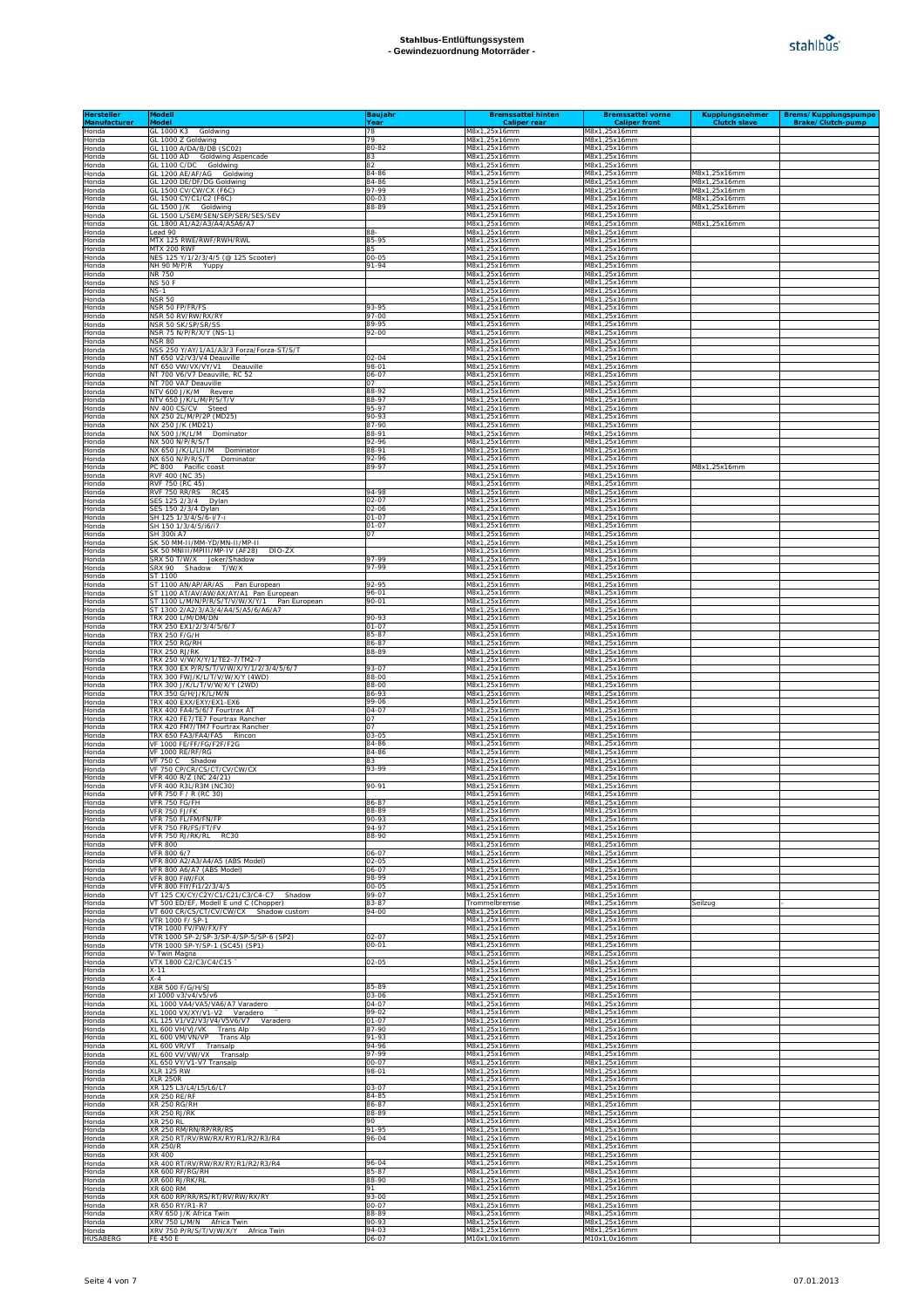# Stahlbus-Entlüftungssystem
## - Gewindezuordnung Motorräder -

| Hersteller Manufacturer | Modell Model | Baujahr Year | Bremssattel hinten Caliper rear | Bremssattel vorne Caliper front | Kupplungsnehmer Clutch slave | Brems/ Kupplungspumpe Brake/ Clutch-pump |
|---|---|---|---|---|---|---|
| Honda | GL 1000 K3 Goldwing | 78 | M8x1,25x16mm | M8x1,25x16mm | | |
| Honda | GL 1000 Z Goldwing | 79 | M8x1,25x16mm | M8x1,25x16mm | | |
| Honda | GL 1100 A/DA/B/DB (SC02) | 80-82 | M8x1,25x16mm | M8x1,25x16mm | | |
| Honda | GL 1100 AD Goldwing Aspencade | 83 | M8x1,25x16mm | M8x1,25x16mm | | |
| Honda | GL 1100 C/DC Goldwing | 82 | M8x1,25x16mm | M8x1,25x16mm | | |
| Honda | GL 1200 AE/AF/AG Goldwing | 84-86 | M8x1,25x16mm | M8x1,25x16mm | M8x1,25x16mm | |
| Honda | GL 1200 DE/DF/DG Goldwing | 84-86 | M8x1,25x16mm | M8x1,25x16mm | M8x1,25x16mm | |
| Honda | GL 1500 CV/CW/CX (F6C) | 97-99 | M8x1,25x16mm | M8x1,25x16mm | M8x1,25x16mm | |
| Honda | GL 1500 CY/C1/C2 (F6C) | 00-03 | M8x1,25x16mm | M8x1,25x16mm | M8x1,25x16mm | |
| Honda | GL 1500 J/K Goldwing | 88-89 | M8x1,25x16mm | M8x1,25x16mm | M8x1,25x16mm | |
| Honda | GL 1500 L/SEM/SEN/SEP/SER/SES/SEV | | M8x1,25x16mm | M8x1,25x16mm | | |
| Honda | GL 1800 A1/A2/A3/A4/A5A6/A7 | | M8x1,25x16mm | M8x1,25x16mm | M8x1,25x16mm | |
| Honda | Lead 90 | 88 | M8x1,25x16mm | M8x1,25x16mm | | |
| Honda | MTX 125 RWE/RWF/RWH/RWL | 85-95 | M8x1,25x16mm | M8x1,25x16mm | | |
| Honda | MTX 200 RWF | 85 | M8x1,25x16mm | M8x1,25x16mm | | |
| Honda | NES 125 Y/1/2/3/4/5 (@ 125 Scooter) | 00-05 | M8x1,25x16mm | M8x1,25x16mm | | |
| Honda | NH 90 M/P/R Yuppy | 91-94 | M8x1,25x16mm | M8x1,25x16mm | | |
| Honda | NR 750 | | M8x1,25x16mm | M8x1,25x16mm | | |
| Honda | NS 50 F | | M8x1,25x16mm | M8x1,25x16mm | | |
| Honda | NS-1 | | M8x1,25x16mm | M8x1,25x16mm | | |
| Honda | NSR 50 | | M8x1,25x16mm | M8x1,25x16mm | | |
| Honda | NSR 50 FP/FR/FS | 93-95 | M8x1,25x16mm | M8x1,25x16mm | | |
| Honda | NSR 50 RV/RW/RX/RY | 97-00 | M8x1,25x16mm | M8x1,25x16mm | | |
| Honda | NSR 50 SK/SP/SR/SS | 89-95 | M8x1,25x16mm | M8x1,25x16mm | | |
| Honda | NSR 75 N/P/R/X/Y (NS-1) | 92-00 | M8x1,25x16mm | M8x1,25x16mm | | |
| Honda | NSR 80 | | M8x1,25x16mm | M8x1,25x16mm | | |
| Honda | NSS 250 Y/AY/1/A1/A3/3 Forza/Forza-ST/S/T | | M8x1,25x16mm | M8x1,25x16mm | | |
| Honda | NT 650 V2/V3/V4 Deauville | 02-04 | M8x1,25x16mm | M8x1,25x16mm | | |
| Honda | NT 650 VW/VX/VY/V1 Deauville | 98-01 | M8x1,25x16mm | M8x1,25x16mm | | |
| Honda | NT 700 V6/V7 Deauville, RC 52 | 06-07 | M8x1,25x16mm | M8x1,25x16mm | | |
| Honda | NT 700 VA7 Deauville | 07 | M8x1,25x16mm | M8x1,25x16mm | | |
| Honda | NTV 600 J/K/M Revere | 88-92 | M8x1,25x16mm | M8x1,25x16mm | | |
| Honda | NTV 650 J/K/L/M/P/S/T/V | 88-97 | M8x1,25x16mm | M8x1,25x16mm | | |
| Honda | NV 400 CS/CV Steed | 95-97 | M8x1,25x16mm | M8x1,25x16mm | | |
| Honda | NX 250 2L/M/P/2P (MD25) | 90-93 | M8x1,25x16mm | M8x1,25x16mm | | |
| Honda | NX 250 J/K (MD21) | 87-90 | M8x1,25x16mm | M8x1,25x16mm | | |
| Honda | NX 500 J/K/L/M Dominator | 88-91 | M8x1,25x16mm | M8x1,25x16mm | | |
| Honda | NX 500 N/P/R/S/T | 92-96 | M8x1,25x16mm | M8x1,25x16mm | | |
| Honda | NX 650 J/K/L/LII/M Dominator | 88-91 | M8x1,25x16mm | M8x1,25x16mm | | |
| Honda | NX 650 N/P/R/S/T Dominator | 92-96 | M8x1,25x16mm | M8x1,25x16mm | | |
| Honda | PC 800 Pacific coast | 89-97 | M8x1,25x16mm | M8x1,25x16mm | M8x1,25x16mm | |
| Honda | RVF 400 (NC 35) | | M8x1,25x16mm | M8x1,25x16mm | | |
| Honda | RVF 750 (RC 45) | | M8x1,25x16mm | M8x1,25x16mm | | |
| Honda | RVF 750 RR/RS RC45 | 94-98 | M8x1,25x16mm | M8x1,25x16mm | | |
| Honda | SES 125 2/3/4 Dylan | 02-07 | M8x1,25x16mm | M8x1,25x16mm | | |
| Honda | SES 150 2/3/4 Dylan | 02-06 | M8x1,25x16mm | M8x1,25x16mm | | |
| Honda | SH 125 1/3/4/5/6-i/7-i | 01-07 | M8x1,25x16mm | M8x1,25x16mm | | |
| Honda | SH 150 1/3/4/5/i6/i7 | 01-07 | M8x1,25x16mm | M8x1,25x16mm | | |
| Honda | SH 300i A7 | 07 | M8x1,25x16mm | M8x1,25x16mm | | |
| Honda | SK 50 MM-II/MM-YD/MN-II/MP-II | | M8x1,25x16mm | M8x1,25x16mm | | |
| Honda | SK 50 MNIII/MPIII/MP-IV (AF28) DIO-ZX | | M8x1,25x16mm | M8x1,25x16mm | | |
| Honda | SRX 50 T/W/X Joker/Shadow | 97-99 | M8x1,25x16mm | M8x1,25x16mm | | |
| Honda | SRX 90 Shadow T/W/X | 97-99 | M8x1,25x16mm | M8x1,25x16mm | | |
| Honda | ST 1100 | | M8x1,25x16mm | M8x1,25x16mm | | |
| Honda | ST 1100 AN/AP/AR/AS Pan European | 92-95 | M8x1,25x16mm | M8x1,25x16mm | | |
| Honda | ST 1100 AT/AV/AW/AX/AY/A1 Pan European | 96-01 | M8x1,25x16mm | M8x1,25x16mm | | |
| Honda | ST 1100 L/M/N/P/R/S/T/V/W/X/Y/1 Pan European | 90-01 | M8x1,25x16mm | M8x1,25x16mm | | |
| Honda | ST 1300 2/A2/3/A3/4/A4/5/A5/6/A6/A7 | | M8x1,25x16mm | M8x1,25x16mm | | |
| Honda | TRX 200 L/M/DM/DN | 90-93 | M8x1,25x16mm | M8x1,25x16mm | | |
| Honda | TRX 250 EX1/2/3/4/5/6/7 | 01-07 | M8x1,25x16mm | M8x1,25x16mm | | |
| Honda | TRX 250 F/G/H | 85-87 | M8x1,25x16mm | M8x1,25x16mm | | |
| Honda | TRX 250 RG/RH | 86-87 | M8x1,25x16mm | M8x1,25x16mm | | |
| Honda | TRX 250 RJ/RK | 88-89 | M8x1,25x16mm | M8x1,25x16mm | | |
| Honda | TRX 250 V/W/X/Y/1/TE2-7/TM2-7 | | M8x1,25x16mm | M8x1,25x16mm | | |
| Honda | TRX 300 EX P/R/S/T/V/W/X/Y/1/2/3/4/5/6/7 | 93-07 | M8x1,25x16mm | M8x1,25x16mm | | |
| Honda | TRX 300 FWJ/K/L/T/V/W/X/Y (4WD) | 88-00 | M8x1,25x16mm | M8x1,25x16mm | | |
| Honda | TRX 300 J/K/L/T/V/W/X/Y (2WD) | 88-00 | M8x1,25x16mm | M8x1,25x16mm | | |
| Honda | TRX 350 G/H/J/K/L/M/N | 86-93 | M8x1,25x16mm | M8x1,25x16mm | | |
| Honda | TRX 400 EXX/EXY/EX1-EX6 | 99-06 | M8x1,25x16mm | M8x1,25x16mm | | |
| Honda | TRX 400 FA4/5/6/7 Fourtrax AT | 04-07 | M8x1,25x16mm | M8x1,25x16mm | | |
| Honda | TRX 420 FE7/TE7 Fourtrax Rancher | 07 | M8x1,25x16mm | M8x1,25x16mm | | |
| Honda | TRX 420 FM7/TM7 Fourtrax Rancher | 07 | M8x1,25x16mm | M8x1,25x16mm | | |
| Honda | TRX 650 FA3/FA4/FA5 Rincon | 03-05 | M8x1,25x16mm | M8x1,25x16mm | | |
| Honda | VF 1000 FE/FF/FG/F2F/F2G | 84-86 | M8x1,25x16mm | M8x1,25x16mm | | |
| Honda | VF 1000 RE/RF/RG | 84-86 | M8x1,25x16mm | M8x1,25x16mm | | |
| Honda | VF 750 C Shadow | 83 | M8x1,25x16mm | M8x1,25x16mm | | |
| Honda | VF 750 CP/CR/CS/CT/CV/CW/CX | 93-99 | M8x1,25x16mm | M8x1,25x16mm | | |
| Honda | VFR 400 R/Z (NC 24/21) | | M8x1,25x16mm | M8x1,25x16mm | | |
| Honda | VFR 400 R3L/R3M (NC30) | 90-91 | M8x1,25x16mm | M8x1,25x16mm | | |
| Honda | VFR 750 F / R (RC 30) | | M8x1,25x16mm | M8x1,25x16mm | | |
| Honda | VFR 750 FG/FH | 86-87 | M8x1,25x16mm | M8x1,25x16mm | | |
| Honda | VFR 750 FJ/FK | 88-89 | M8x1,25x16mm | M8x1,25x16mm | | |
| Honda | VFR 750 FL/FM/FN/FP | 90-93 | M8x1,25x16mm | M8x1,25x16mm | | |
| Honda | VFR 750 FR/FS/FT/FV | 94-97 | M8x1,25x16mm | M8x1,25x16mm | | |
| Honda | VFR 750 RJ/RK/RL RC30 | 88-90 | M8x1,25x16mm | M8x1,25x16mm | | |
| Honda | VFR 800 | | M8x1,25x16mm | M8x1,25x16mm | | |
| Honda | VFR 800 6/7 | 06-07 | M8x1,25x16mm | M8x1,25x16mm | | |
| Honda | VFR 800 A2/A3/A4/A5 (ABS Model) | 02-05 | M8x1,25x16mm | M8x1,25x16mm | | |
| Honda | VFR 800 A6/A7 (ABS Model) | 06-07 | M8x1,25x16mm | M8x1,25x16mm | | |
| Honda | VFR 800 FiW/FiX | 98-99 | M8x1,25x16mm | M8x1,25x16mm | | |
| Honda | VFR 800 FiY/Fi1/2/3/4/5 | 00-05 | M8x1,25x16mm | M8x1,25x16mm | | |
| Honda | VT 125 CX/CY/C2Y/C1/C21/C3/C4-C7 Shadow | 99-07 | M8x1,25x16mm | M8x1,25x16mm | | |
| Honda | VT 500 ED/EF, Modell E und C (Chopper) | 83-87 | Trommelbremse | M8x1,25x16mm | Seilzug | - |
| Honda | VT 600 CR/CS/CT/CV/CW/CX Shadow custom | 94-00 | M8x1,25x16mm | M8x1,25x16mm | | |
| Honda | VTR 1000 F/ SP-1 | | M8x1,25x16mm | M8x1,25x16mm | | |
| Honda | VTR 1000 FV/FW/FX/FY | | M8x1,25x16mm | M8x1,25x16mm | | |
| Honda | VTR 1000 SP-2/SP-3/SP-4/SP-5/SP-6 (SP2) | 02-07 | M8x1,25x16mm | M8x1,25x16mm | | |
| Honda | VTR 1000 SP-Y/SP-1 (SC45) (SP1) | 00-01 | M8x1,25x16mm | M8x1,25x16mm | | |
| Honda | V-Twin Magna | | M8x1,25x16mm | M8x1,25x16mm | | |
| Honda | VTX 1800 C2/C3/C4/C15 | 02-05 | M8x1,25x16mm | M8x1,25x16mm | | |
| Honda | X-11 | | M8x1,25x16mm | M8x1,25x16mm | | |
| Honda | X-4 | | M8x1,25x16mm | M8x1,25x16mm | | |
| Honda | XBR 500 F/G/H/SJ | 85-89 | M8x1,25x16mm | M8x1,25x16mm | | |
| Honda | xl 1000 v3/v4/v5/v6 | 03-06 | M8x1,25x16mm | M8x1,25x16mm | | |
| Honda | XL 1000 VA4/VA5/VA6/A7 Varadero | 04-07 | M8x1,25x16mm | M8x1,25x16mm | | |
| Honda | XL 1000 VX/XY/V1-V2 Varadero | 99-02 | M8x1,25x16mm | M8x1,25x16mm | | |
| Honda | XL 125 V1/V2/V3/V4/V5V6/V7 Varadero | 01-07 | M8x1,25x16mm | M8x1,25x16mm | | |
| Honda | XL 600 VH/VJ/VK Trans Alp | 87-90 | M8x1,25x16mm | M8x1,25x16mm | | |
| Honda | XL 600 VM/VN/VP Trans Alp | 91-93 | M8x1,25x16mm | M8x1,25x16mm | | |
| Honda | XL 600 VR/VT Transalp | 94-96 | M8x1,25x16mm | M8x1,25x16mm | | |
| Honda | XL 600 VV/VW/VX Transalp | 97-99 | M8x1,25x16mm | M8x1,25x16mm | | |
| Honda | XL 650 VY/V1-V7 Transalp | 00-07 | M8x1,25x16mm | M8x1,25x16mm | | |
| Honda | XLR 125 RW | 98-01 | M8x1,25x16mm | M8x1,25x16mm | | |
| Honda | XLR 250R | | M8x1,25x16mm | M8x1,25x16mm | | |
| Honda | XR 125 L3/L4/L5/L6/L7 | 03-07 | M8x1,25x16mm | M8x1,25x16mm | | |
| Honda | XR 250 RE/RF | 84-85 | M8x1,25x16mm | M8x1,25x16mm | | |
| Honda | XR 250 RG/RH | 86-87 | M8x1,25x16mm | M8x1,25x16mm | | |
| Honda | XR 250 RJ/RK | 88-89 | M8x1,25x16mm | M8x1,25x16mm | | |
| Honda | XR 250 RL | 90 | M8x1,25x16mm | M8x1,25x16mm | | |
| Honda | XR 250 RM/RN/RP/RR/RS | 91-95 | M8x1,25x16mm | M8x1,25x16mm | | |
| Honda | XR 250 RT/RV/RW/RX/RY/R1/R2/R3/R4 | 96-04 | M8x1,25x16mm | M8x1,25x16mm | | |
| Honda | XR 250/R | | M8x1,25x16mm | M8x1,25x16mm | | |
| Honda | XR 400 | | M8x1,25x16mm | M8x1,25x16mm | | |
| Honda | XR 400 RT/RV/RW/RX/RY/R1/R2/R3/R4 | 96-04 | M8x1,25x16mm | M8x1,25x16mm | | |
| Honda | XR 600 RF/RG/RH | 85-87 | M8x1,25x16mm | M8x1,25x16mm | | |
| Honda | XR 600 RJ/RK/RL | 88-90 | M8x1,25x16mm | M8x1,25x16mm | | |
| Honda | XR 600 RM | 91 | M8x1,25x16mm | M8x1,25x16mm | | |
| Honda | XR 600 RP/RR/RS/RT/RV/RW/RX/RY | 93-00 | M8x1,25x16mm | M8x1,25x16mm | | |
| Honda | XR 650 RY/R1-R7 | 00-07 | M8x1,25x16mm | M8x1,25x16mm | | |
| Honda | XRV 650 J/K Africa Twin | 88-89 | M8x1,25x16mm | M8x1,25x16mm | | |
| Honda | XRV 750 L/M/N Africa Twin | 90-93 | M8x1,25x16mm | M8x1,25x16mm | | |
| Honda | XRV 750 P/R/S/T/V/W/X/Y Africa Twin | 94-03 | M8x1,25x16mm | M8x1,25x16mm | | |
| HUSABERG | FE 450 E | 06-07 | M10x1,0x16mm | M10x1,0x16mm | | |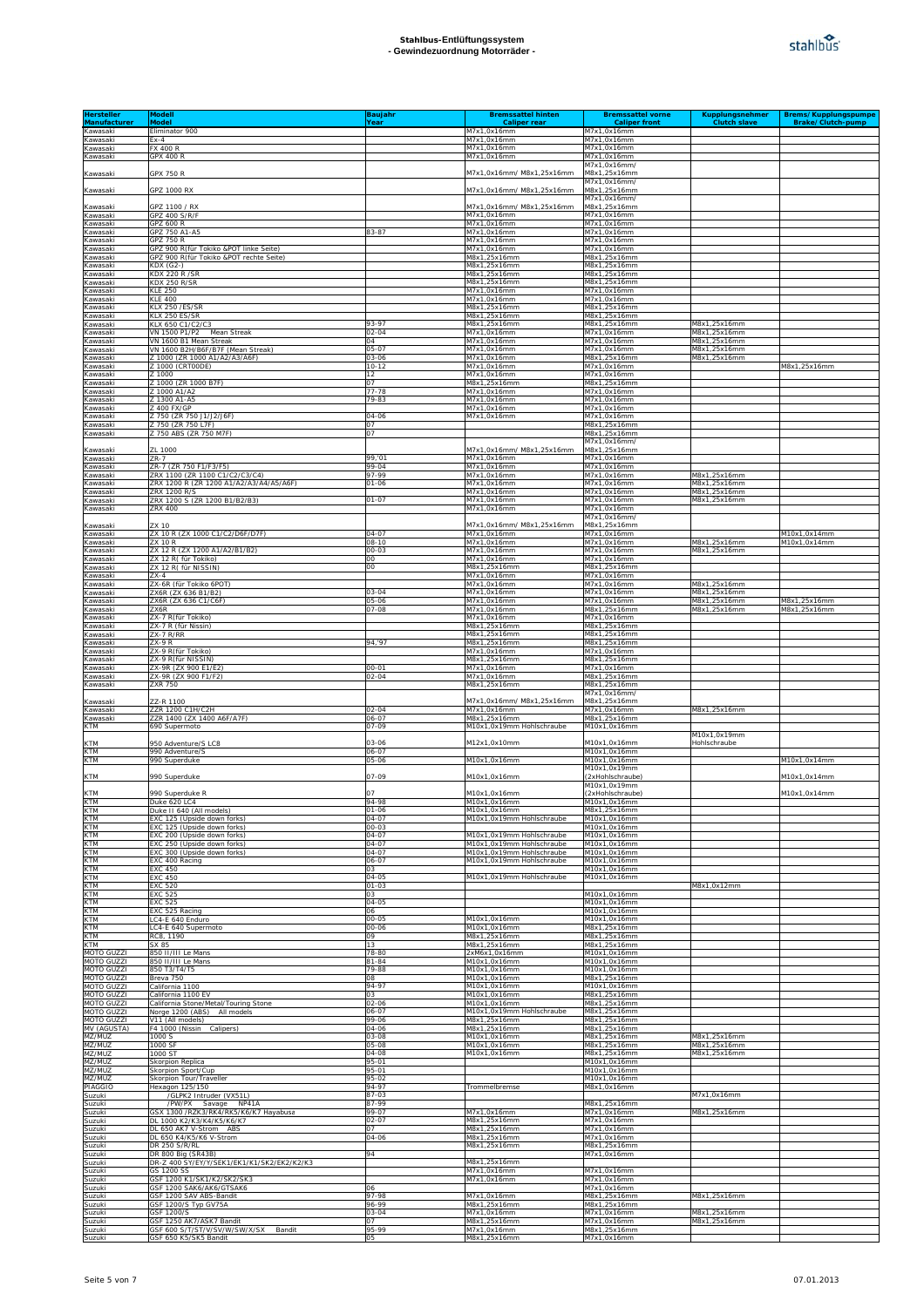# Stahlbus-Entlüftungssystem
## - Gewindezuordnung Motorräder -

| Hersteller Manufacturer | Modell Model | Baujahr Year | Bremssattel hinten Caliper rear | Bremssattel vorne Caliper front | Kupplungsnehmer Clutch slave | Brems/Kupplungspumpe Brake/Clutch-pump |
|---|---|---|---|---|---|---|
| Kawasaki | Eliminator 900 | | M7x1,0x16mm | M7x1,0x16mm | | |
| Kawasaki | Ex-4 | | M7x1,0x16mm | M7x1,0x16mm | | |
| Kawasaki | FX 400 R | | M7x1,0x16mm | M7x1,0x16mm | | |
| Kawasaki | GPX 400 R | | M7x1,0x16mm | M7x1,0x16mm | | |
| Kawasaki | GPX 750 R | | M7x1,0x16mm/ M8x1,25x16mm | M7x1,0x16mm/ M8x1,25x16mm | | |
| Kawasaki | GPZ 1000 RX | | M7x1,0x16mm/ M8x1,25x16mm | M7x1,0x16mm/ M8x1,25x16mm | | |
| Kawasaki | GPZ 1100 / RX | | M7x1,0x16mm/ M8x1,25x16mm | M7x1,0x16mm/ M8x1,25x16mm | | |
| Kawasaki | GPZ 400 S/R/F | | M7x1,0x16mm | M7x1,0x16mm | | |
| Kawasaki | GPZ 600 R | | M7x1,0x16mm | M7x1,0x16mm | | |
| Kawasaki | GPZ 750 A1-A5 | 83-87 | M7x1,0x16mm | M7x1,0x16mm | | |
| Kawasaki | GPZ 750 R | | M7x1,0x16mm | M7x1,0x16mm | | |
| Kawasaki | GPZ 900 R(für Tokiko &POT linke Seite) | | M7x1,0x16mm | M7x1,0x16mm | | |
| Kawasaki | GPZ 900 R(für Tokiko &POT rechte Seite) | | M8x1,25x16mm | M8x1,25x16mm | | |
| Kawasaki | KDX (G2-) | | M8x1,25x16mm | M8x1,25x16mm | | |
| Kawasaki | KDX 220 R /SR | | M8x1,25x16mm | M8x1,25x16mm | | |
| Kawasaki | KDX 250 R/SR | | M8x1,25x16mm | M8x1,25x16mm | | |
| Kawasaki | KLE 250 | | M7x1,0x16mm | M7x1,0x16mm | | |
| Kawasaki | KLE 400 | | M7x1,0x16mm | M7x1,0x16mm | | |
| Kawasaki | KLX 250 /ES/SR | | M8x1,25x16mm | M8x1,25x16mm | | |
| Kawasaki | KLX 250 ES/SR | | M8x1,25x16mm | M8x1,25x16mm | | |
| Kawasaki | KLX 650 C1/C2/C3 | 93-97 | M8x1,25x16mm | M8x1,25x16mm | M8x1,25x16mm | |
| Kawasaki | VN 1500 P1/P2 Mean Streak | 02-04 | M7x1,0x16mm | M7x1,0x16mm | M8x1,25x16mm | |
| Kawasaki | VN 1600 B1 Mean Streak | 04 | M7x1,0x16mm | M7x1,0x16mm | M8x1,25x16mm | |
| Kawasaki | VN 1600 B2H/B6F/B7F (Mean Streak) | 05-07 | M7x1,0x16mm | M7x1,0x16mm | M8x1,25x16mm | |
| Kawasaki | Z 1000 (ZR 1000 A1/A2/A3/A6F) | 03-06 | M7x1,0x16mm | M8x1,25x16mm | M8x1,25x16mm | |
| Kawasaki | Z 1000 (CRT00DE) | 10-12 | M7x1,0x16mm | M7x1,0x16mm | | M8x1,25x16mm |
| Kawasaki | Z 1000 | 12 | M7x1,0x16mm | M7x1,0x16mm | | |
| Kawasaki | Z 1000 (ZR 1000 B7F) | 07 | M8x1,25x16mm | M8x1,25x16mm | | |
| Kawasaki | Z 1000 A1/A2 | 77-78 | M7x1,0x16mm | M7x1,0x16mm | | |
| Kawasaki | Z 1300 A1-A5 | 79-83 | M7x1,0x16mm | M7x1,0x16mm | | |
| Kawasaki | Z 400 FX/GP | | M7x1,0x16mm | M7x1,0x16mm | | |
| Kawasaki | Z 750 (ZR 750 J1/J2/J6F) | 04-06 | M7x1,0x16mm | M7x1,0x16mm | | |
| Kawasaki | Z 750 (ZR 750 L7F) | 07 | | M8x1,25x16mm | | |
| Kawasaki | Z 750 ABS (ZR 750 M7F) | 07 | | M8x1,25x16mm | | |
| Kawasaki | ZL 1000 | | M7x1,0x16mm/ M8x1,25x16mm | M7x1,0x16mm/ M8x1,25x16mm | | |
| Kawasaki | ZR-7 | 99,'01 | M7x1,0x16mm | M7x1,0x16mm | | |
| Kawasaki | ZR-7 (ZR 750 F1/F3/F5) | 99-04 | M7x1,0x16mm | M7x1,0x16mm | | |
| Kawasaki | ZRX 1100 (ZR 1100 C1/C2/C3/C4) | 97-99 | M7x1,0x16mm | M7x1,0x16mm | M8x1,25x16mm | |
| Kawasaki | ZRX 1200 R (ZR 1200 A1/A2/A3/A4/A5/A6F) | 01-06 | M7x1,0x16mm | M7x1,0x16mm | M8x1,25x16mm | |
| Kawasaki | ZRX 1200 R/S | | M7x1,0x16mm | M7x1,0x16mm | M8x1,25x16mm | |
| Kawasaki | ZRX 1200 S (ZR 1200 B1/B2/B3) | 01-07 | M7x1,0x16mm | M7x1,0x16mm | M8x1,25x16mm | |
| Kawasaki | ZRX 400 | | M7x1,0x16mm | M7x1,0x16mm | | |
| Kawasaki | ZX 10 | | M7x1,0x16mm/ M8x1,25x16mm | M7x1,0x16mm/ M8x1,25x16mm | | |
| Kawasaki | ZX 10 R (ZX 1000 C1/C2/D6F/D7F) | 04-07 | M7x1,0x16mm | M7x1,0x16mm | | M10x1,0x14mm |
| Kawasaki | ZX 10 R | 08-10 | M7x1,0x16mm | M7x1,0x16mm | M8x1,25x16mm | M10x1,0x14mm |
| Kawasaki | ZX 12 R (ZX 1200 A1/A2/B1/B2) | 00-03 | M7x1,0x16mm | M7x1,0x16mm | M8x1,25x16mm | |
| Kawasaki | ZX 12 R( für Tokiko) | 00 | M7x1,0x16mm | M7x1,0x16mm | | |
| Kawasaki | ZX 12 R( für NISSIN) | 00 | M8x1,25x16mm | M8x1,25x16mm | | |
| Kawasaki | ZX-4 | | M7x1,0x16mm | M7x1,0x16mm | | |
| Kawasaki | ZX-6R (für Tokiko 6POT) | | M7x1,0x16mm | M7x1,0x16mm | M8x1,25x16mm | |
| Kawasaki | ZX6R (ZX 636 B1/B2) | 03-04 | M7x1,0x16mm | M7x1,0x16mm | M8x1,25x16mm | |
| Kawasaki | ZX6R (ZX 636 C1/C6F) | 05-06 | M7x1,0x16mm | M7x1,0x16mm | M8x1,25x16mm | M8x1,25x16mm |
| Kawasaki | ZX6R | 07-08 | M7x1,0x16mm | M8x1,25x16mm | M8x1,25x16mm | M8x1,25x16mm |
| Kawasaki | ZX-7 R(für Tokiko) | | M7x1,0x16mm | M7x1,0x16mm | | |
| Kawasaki | ZX-7 R (für Nissin) | | M8x1,25x16mm | M8x1,25x16mm | | |
| Kawasaki | ZX-7 R/RR | | M8x1,25x16mm | M8x1,25x16mm | | |
| Kawasaki | ZX-9 R | 94,'97 | M8x1,25x16mm | M8x1,25x16mm | | |
| Kawasaki | ZX-9 R(für Tokiko) | | M7x1,0x16mm | M7x1,0x16mm | | |
| Kawasaki | ZX-9 R(für NISSIN) | | M8x1,25x16mm | M8x1,25x16mm | | |
| Kawasaki | ZX-9R (ZX 900 E1/E2) | 00-01 | M7x1,0x16mm | M7x1,0x16mm | | |
| Kawasaki | ZX-9R (ZX 900 F1/F2) | 02-04 | M7x1,0x16mm | M8x1,25x16mm | | |
| Kawasaki | ZXR 750 | | M8x1,25x16mm | M8x1,25x16mm | | |
| Kawasaki | ZZ-R 1100 | | M7x1,0x16mm/ M8x1,25x16mm | M7x1,0x16mm/ M8x1,25x16mm | | |
| Kawasaki | ZZR 1200 C1H/C2H | 02-04 | M7x1,0x16mm | M7x1,0x16mm | M8x1,25x16mm | |
| Kawasaki | ZZR 1400 (ZX 1400 A6F/A7F) | 06-07 | M8x1,25x16mm | M8x1,25x16mm | | |
| KTM | 690 Supermoto | 07-09 | M10x1,0x19mm Hohlschraube | M10x1,0x16mm | | |
| KTM | 950 Adventure/S LC8 | 03-06 | M12x1,0x10mm | M10x1,0x16mm | M10x1,0x19mm Hohlschraube | |
| KTM | 990 Adventure/S | 06-07 | | M10x1,0x16mm | | |
| KTM | 990 Superduke | 05-06 | M10x1,0x16mm | M10x1,0x16mm | | M10x1,0x14mm |
| KTM | 990 Superduke | 07-09 | M10x1,0x16mm | M10x1,0x19mm (2xHohlschraube) | | M10x1,0x14mm |
| KTM | 990 Superduke R | 07 | M10x1,0x16mm | M10x1,0x19mm (2xHohlschraube) | | M10x1,0x14mm |
| KTM | Duke 620 LC4 | 94-98 | M10x1,0x16mm | M10x1,0x16mm | | |
| KTM | Duke II 640 (All models) | 01-06 | M10x1,0x16mm | M8x1,25x16mm | | |
| KTM | EXC 125 (Upside down forks) | 04-07 | M10x1,0x19mm Hohlschraube | M10x1,0x16mm | | |
| KTM | EXC 125 (Upside down forks) | 00-03 | | M10x1,0x16mm | | |
| KTM | EXC 200 (Upside down forks) | 04-07 | M10x1,0x19mm Hohlschraube | M10x1,0x16mm | | |
| KTM | EXC 250 (Upside down forks) | 04-07 | M10x1,0x19mm Hohlschraube | M10x1,0x16mm | | |
| KTM | EXC 300 (Upside down forks) | 04-07 | M10x1,0x19mm Hohlschraube | M10x1,0x16mm | | |
| KTM | EXC 400 Racing | 06-07 | M10x1,0x19mm Hohlschraube | M10x1,0x16mm | | |
| KTM | EXC 450 | 03 | | M10x1,0x16mm | | |
| KTM | EXC 450 | 04-05 | M10x1,0x19mm Hohlschraube | M10x1,0x16mm | | |
| KTM | EXC 520 | 01-03 | | | M8x1,0x12mm | |
| KTM | EXC 525 | 03 | | M10x1,0x16mm | | |
| KTM | EXC 525 | 04-05 | | M10x1,0x16mm | | |
| KTM | EXC 525 Racing | 06 | | M10x1,0x16mm | | |
| KTM | LC4-E 640 Enduro | 00-05 | M10x1,0x16mm | M10x1,0x16mm | | |
| KTM | LC4-E 640 Supermoto | 00-06 | M10x1,0x16mm | M8x1,25x16mm | | |
| KTM | RC8, 1190 | 09 | M8x1,25x16mm | M8x1,25x16mm | | |
| KTM | SX 85 | 13 | M8x1,25x16mm | M8x1,25x16mm | | |
| MOTO GUZZI | 850 II/III Le Mans | 78-80 | 2xM6x1,0x16mm | M10x1,0x16mm | | |
| MOTO GUZZI | 850 II/III Le Mans | 81-84 | M10x1,0x16mm | M10x1,0x16mm | | |
| MOTO GUZZI | 850 T3/T4/T5 | 79-88 | M10x1,0x16mm | M10x1,0x16mm | | |
| MOTO GUZZI | Breva 750 | 08 | M10x1,0x16mm | M8x1,25x16mm | | |
| MOTO GUZZI | California 1100 | 94-97 | M10x1,0x16mm | M10x1,0x16mm | | |
| MOTO GUZZI | California 1100 EV | 03 | M10x1,0x16mm | M8x1,25x16mm | | |
| MOTO GUZZI | California Stone/Metal/Touring Stone | 02-06 | M10x1,0x16mm | M8x1,25x16mm | | |
| MOTO GUZZI | Norge 1200 (ABS) All models | 06-07 | M10x1,0x19mm Hohlschraube | M8x1,25x16mm | | |
| MOTO GUZZI | V11 (All models) | 99-06 | M8x1,25x16mm | M8x1,25x16mm | | |
| MV (AGUSTA) | F4 1000 (Nissin Calipers) | 04-06 | M8x1,25x16mm | M8x1,25x16mm | | |
| MZ/MUZ | 1000 S | 03-08 | M10x1,0x16mm | M8x1,25x16mm | M8x1,25x16mm | |
| MZ/MUZ | 1000 SF | 05-08 | M10x1,0x16mm | M8x1,25x16mm | M8x1,25x16mm | |
| MZ/MUZ | 1000 ST | 04-08 | M10x1,0x16mm | M8x1,25x16mm | M8x1,25x16mm | |
| MZ/MUZ | Skorpion Replica | 95-01 | | M10x1,0x16mm | | |
| MZ/MUZ | Skorpion Sport/Cup | 95-01 | | M10x1,0x16mm | | |
| MZ/MUZ | Skorpion Tour/Traveller | 95-02 | | M10x1,0x16mm | | |
| PIAGGIO | Hexagon 125/150 | 94-97 | Trommelbremse | M8x1,0x16mm | | |
| Suzuki | /GLPK2 Intruder (VX51L) | 87-03 | | | M7x1,0x16mm | |
| Suzuki | /PW/PX Savage NP41A | 87-99 | | M8x1,25x16mm | | |
| Suzuki | GSX 1300 /R2K3/RK4/RK5/K6/K7 Hayabusa | 99-07 | M7x1,0x16mm | M7x1,0x16mm | M8x1,25x16mm | |
| Suzuki | DL 1000 K2/K3/K4/K5/K6/K7 | 02-07 | M8x1,25x16mm | M7x1,0x16mm | | |
| Suzuki | DL 650 AK7 V-Strom ABS | 07 | M8x1,25x16mm | M7x1,0x16mm | | |
| Suzuki | DL 650 K4/K5/K6 V-Strom | 04-06 | M8x1,25x16mm | M7x1,0x16mm | | |
| Suzuki | DR 250 S/R/RL | | M8x1,25x16mm | M8x1,25x16mm | | |
| Suzuki | DR 800 Big (SR43B) | 94 | | M7x1,0x16mm | | |
| Suzuki | DR-Z 400 SY/EY/Y/SEK1/EK1/K1/SK2/EK2/K2/K3 | | M8x1,25x16mm | | | |
| Suzuki | GS 1200 SS | | M7x1,0x16mm | M7x1,0x16mm | | |
| Suzuki | GSF 1200 K1/SK1/K2/SK2/SK3 | | M7x1,0x16mm | M7x1,0x16mm | | |
| Suzuki | GSF 1200 SAK6/AK6/GTSAK6 | 06 | | M7x1,0x16mm | | |
| Suzuki | GSF 1200 SAV ABS-Bandit | 97-98 | M7x1,0x16mm | M8x1,25x16mm | M8x1,25x16mm | |
| Suzuki | GSF 1200/S Typ GV75A | 96-99 | M8x1,25x16mm | M8x1,25x16mm | | |
| Suzuki | GSF 1200/S | 03-04 | M7x1,0x16mm | M7x1,0x16mm | M8x1,25x16mm | |
| Suzuki | GSF 1250 AK7/ASK7 Bandit | 07 | M8x1,25x16mm | M7x1,0x16mm | M8x1,25x16mm | |
| Suzuki | GSF 600 S/T/ST/V/SV/W/SW/X/SX Bandit | 95-99 | M7x1,0x16mm | M8x1,25x16mm | | |
| Suzuki | GSF 650 K5/SK5 Bandit | 05 | M8x1,25x16mm | M7x1,0x16mm | | |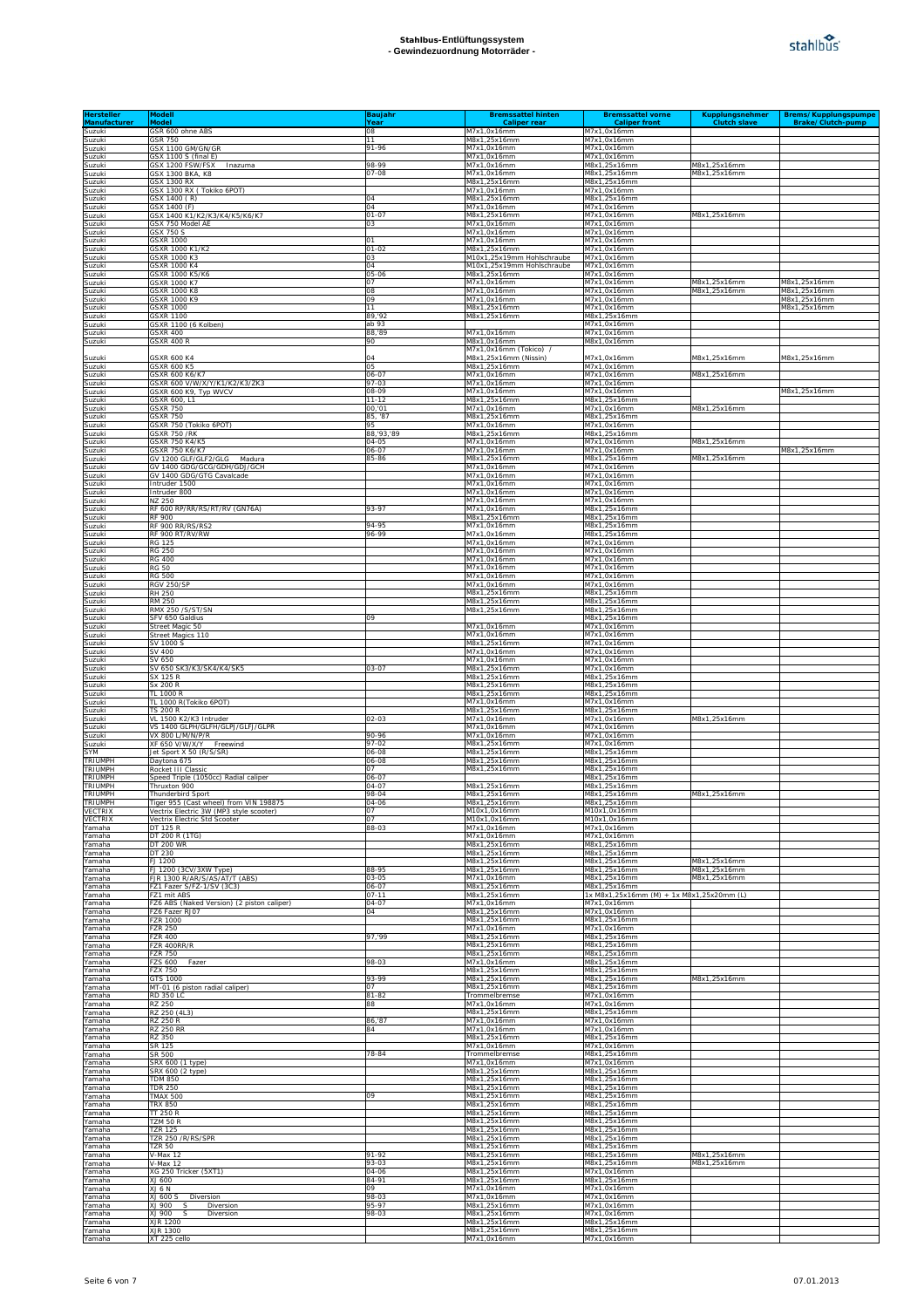# Stahlbus-Entlüftungssystem
## - Gewindezuordnung Motorräder -

| Hersteller Manufacturer | Modell Model | Baujahr Year | Bremssattel hinten Caliper rear | Bremssattel vorne Caliper front | Kupplungsnehmer Clutch slave | Brems/Kupplungspumpe Brake/Clutch-pump |
|---|---|---|---|---|---|---|
| Suzuki | GSR 600 ohne ABS | 08 | M7x1,0x16mm | M7x1,0x16mm | | |
| Suzuki | GSR 750 | 11 | M8x1,25x16mm | M7x1,0x16mm | | |
| Suzuki | GSX 1100 GM/GN/GR | 91-96 | M7x1,0x16mm | M7x1,0x16mm | | |
| Suzuki | GSX 1100 S (final E) | | M7x1,0x16mm | M7x1,0x16mm | | |
| Suzuki | GSX 1200 FSW/FSX Inazuma | 98-99 | M7x1,0x16mm | M8x1,25x16mm | M8x1,25x16mm | |
| Suzuki | GSX 1300 BKA, K8 | 07-08 | M7x1,0x16mm | M8x1,25x16mm | M8x1,25x16mm | |
| Suzuki | GSX 1300 RX | | M8x1,25x16mm | M8x1,25x16mm | | |
| Suzuki | GSX 1300 RX ( Tokiko 6POT) | | M7x1,0x16mm | M7x1,0x16mm | | |
| Suzuki | GSX 1400 ( R) | 04 | M8x1,25x16mm | M8x1,25x16mm | | |
| Suzuki | GSX 1400 (F) | 04 | M7x1,0x16mm | M7x1,0x16mm | | |
| Suzuki | GSX 1400 K1/K2/K3/K4/K5/K6/K7 | 01-07 | M8x1,25x16mm | M7x1,0x16mm | M8x1,25x16mm | |
| Suzuki | GSX 750 Model AE | 03 | M7x1,0x16mm | M7x1,0x16mm | | |
| Suzuki | GSX 750 S | | M7x1,0x16mm | M7x1,0x16mm | | |
| Suzuki | GSXR 1000 | 01 | M7x1,0x16mm | M7x1,0x16mm | | |
| Suzuki | GSXR 1000 K1/K2 | 01-02 | M8x1,25x16mm | M7x1,0x16mm | | |
| Suzuki | GSXR 1000 K3 | 03 | M10x1,25x19mm Hohlschraube | M7x1,0x16mm | | |
| Suzuki | GSXR 1000 K4 | 04 | M10x1,25x19mm Hohlschraube | M7x1,0x16mm | | |
| Suzuki | GSXR 1000 K5/K6 | 05-06 | M8x1,25x16mm | M7x1,0x16mm | | |
| Suzuki | GSXR 1000 K7 | 07 | M7x1,0x16mm | M7x1,0x16mm | M8x1,25x16mm | M8x1,25x16mm |
| Suzuki | GSXR 1000 K8 | 08 | M7x1,0x16mm | M7x1,0x16mm | M8x1,25x16mm | M8x1,25x16mm |
| Suzuki | GSXR 1000 K9 | 09 | M7x1,0x16mm | M7x1,0x16mm | | M8x1,25x16mm |
| Suzuki | GSXR 1000 | 11 | M8x1,25x16mm | M7x1,0x16mm | | M8x1,25x16mm |
| Suzuki | GSXR 1100 | 89,'92 | M8x1,25x16mm | M8x1,25x16mm | | |
| Suzuki | GSXR 1100 (6 Kolben) | ab 93 | | M7x1,0x16mm | | |
| Suzuki | GSXR 400 | 88,'89 | M7x1,0x16mm | M7x1,0x16mm | | |
| Suzuki | GSXR 400 R | 90 | M8x1,0x16mm | M8x1,0x16mm | | |
| Suzuki | GSXR 600 K4 | 04 | M7x1,0x16mm (Tokico) / M8x1,25x16mm (Nissin) | M7x1,0x16mm | M8x1,25x16mm | M8x1,25x16mm |
| Suzuki | GSXR 600 K5 | 05 | M8x1,25x16mm | M7x1,0x16mm | | |
| Suzuki | GSXR 600 K6/K7 | 06-07 | M8x1,25x16mm | M7x1,0x16mm | M8x1,25x16mm | |
| Suzuki | GSXR 600 V/W/X/Y/K1/K2/K3/ZK3 | 97-03 | M7x1,0x16mm | M7x1,0x16mm | | |
| Suzuki | GSXR 600 K9, Typ WVCV | 08-09 | M7x1,0x16mm | M7x1,0x16mm | | M8x1,25x16mm |
| Suzuki | GSXR 600, L1 | 11-12 | M8x1,25x16mm | M8x1,25x16mm | | |
| Suzuki | GSXR 750 | 00,'01 | M7x1,0x16mm | M7x1,0x16mm | M8x1,25x16mm | |
| Suzuki | GSXR 750 | 85, '87 | M8x1,25x16mm | M8x1,25x16mm | | |
| Suzuki | GSXR 750 (Tokiko 6POT) | 95 | M7x1,0x16mm | M7x1,0x16mm | | |
| Suzuki | GSXR 750 /RK | 88,'93,'89 | M8x1,25x16mm | M8x1,25x16mm | | |
| Suzuki | GSXR 750 K4/K5 | 04-05 | M7x1,0x16mm | M7x1,0x16mm | M8x1,25x16mm | |
| Suzuki | GSXR 750 K6/K7 | 06-07 | M7x1,0x16mm | M7x1,0x16mm | | M8x1,25x16mm |
| Suzuki | GV 1200 GLF/GLF2/GLG Madura | 85-86 | M8x1,25x16mm | M8x1,25x16mm | M8x1,25x16mm | |
| Suzuki | GV 1400 GDG/GCG/GDH/GDJ/GCH | | M7x1,0x16mm | M7x1,0x16mm | | |
| Suzuki | GV 1400 GDG/GTG Cavalcade | | M7x1,0x16mm | M7x1,0x16mm | | |
| Suzuki | Intruder 1500 | | M7x1,0x16mm | M7x1,0x16mm | | |
| Suzuki | Intruder 800 | | M7x1,0x16mm | M7x1,0x16mm | | |
| Suzuki | NZ 250 | | M7x1,0x16mm | M7x1,0x16mm | | |
| Suzuki | RF 600 RP/RR/RS/RT/RV (GN76A) | 93-97 | M7x1,0x16mm | M8x1,25x16mm | | |
| Suzuki | RF 900 | | M8x1,25x16mm | M8x1,25x16mm | | |
| Suzuki | RF 900 RR/RS/RS2 | 94-95 | M7x1,0x16mm | M8x1,25x16mm | | |
| Suzuki | RF 900 RT/RV/RW | 96-99 | M7x1,0x16mm | M8x1,25x16mm | | |
| Suzuki | RG 125 | | M7x1,0x16mm | M7x1,0x16mm | | |
| Suzuki | RG 250 | | M7x1,0x16mm | M7x1,0x16mm | | |
| Suzuki | RG 400 | | M7x1,0x16mm | M7x1,0x16mm | | |
| Suzuki | RG 50 | | M7x1,0x16mm | M7x1,0x16mm | | |
| Suzuki | RG 500 | | M7x1,0x16mm | M7x1,0x16mm | | |
| Suzuki | RGV 250/SP | | M7x1,0x16mm | M7x1,0x16mm | | |
| Suzuki | RH 250 | | M8x1,25x16mm | M8x1,25x16mm | | |
| Suzuki | RM 250 | | M8x1,25x16mm | M8x1,25x16mm | | |
| Suzuki | RMX 250 /S/ST/SN | | M8x1,25x16mm | M8x1,25x16mm | | |
| Suzuki | SFV 650 Galdius | 09 | | M8x1,25x16mm | | |
| Suzuki | Street Magic 50 | | M7x1,0x16mm | M7x1,0x16mm | | |
| Suzuki | Street Magics 110 | | M7x1,0x16mm | M7x1,0x16mm | | |
| Suzuki | SV 1000 S | | M8x1,25x16mm | M7x1,0x16mm | | |
| Suzuki | SV 400 | | M7x1,0x16mm | M7x1,0x16mm | | |
| Suzuki | SV 650 | | M7x1,0x16mm | M7x1,0x16mm | | |
| Suzuki | SV 650 SK3/K3/SK4/K4/SK5 | 03-07 | M8x1,25x16mm | M7x1,0x16mm | | |
| Suzuki | SX 125 R | | M8x1,25x16mm | M8x1,25x16mm | | |
| Suzuki | Sx 200 R | | M8x1,25x16mm | M8x1,25x16mm | | |
| Suzuki | TL 1000 R | | M8x1,25x16mm | M8x1,25x16mm | | |
| Suzuki | TL 1000 R(Tokiko 6POT) | | M7x1,0x16mm | M7x1,0x16mm | | |
| Suzuki | TS 200 R | | M8x1,25x16mm | M8x1,25x16mm | | |
| Suzuki | VL 1500 K2/K3 Intruder | 02-03 | M7x1,0x16mm | M7x1,0x16mm | M8x1,25x16mm | |
| Suzuki | VS 1400 GLPH/GLFH/GLPJ/GLFJ/GLPR | | M7x1,0x16mm | M7x1,0x16mm | | |
| Suzuki | VX 800 L/M/N/P/R | 90-96 | M7x1,0x16mm | M7x1,0x16mm | | |
| Suzuki | XF 650 V/W/X/Y Freewind | 97-02 | M8x1,25x16mm | M7x1,0x16mm | | |
| SYM | Jet Sport X 50 (R/S/SR) | 06-08 | M8x1,25x16mm | M8x1,25x16mm | | |
| TRIUMPH | Daytona 675 | 06-08 | M8x1,25x16mm | M8x1,25x16mm | | |
| TRIUMPH | Rocket III Classic | 07 | M8x1,25x16mm | M8x1,25x16mm | | |
| TRIUMPH | Speed Triple (1050cc) Radial caliper | 06-07 | | M8x1,25x16mm | | |
| TRIUMPH | Thruxton 900 | 04-07 | M8x1,25x16mm | M8x1,25x16mm | | |
| TRIUMPH | Thunderbird Sport | 98-04 | M8x1,25x16mm | M8x1,25x16mm | M8x1,25x16mm | |
| TRIUMPH | Tiger 955 (Cast wheel) from VIN 198875 | 04-06 | M8x1,25x16mm | M8x1,25x16mm | | |
| VECTRIX | Vectrix Electric 3W (MP3 style scooter) | 07 | M10x1,0x16mm | M10x1,0x16mm | | |
| VECTRIX | Vectrix Electric Std Scooter | 07 | M10x1,0x16mm | M10x1,0x16mm | | |
| Yamaha | DT 125 R | 88-03 | M7x1,0x16mm | M7x1,0x16mm | | |
| Yamaha | DT 200 R (1TG) | | M7x1,0x16mm | M7x1,0x16mm | | |
| Yamaha | DT 200 WR | | M8x1,25x16mm | M8x1,25x16mm | | |
| Yamaha | DT 230 | | M8x1,25x16mm | M8x1,25x16mm | | |
| Yamaha | FJ 1200 | | M8x1,25x16mm | M8x1,25x16mm | M8x1,25x16mm | |
| Yamaha | FJ 1200 (3CV/3XW Type) | 88-95 | M8x1,25x16mm | M8x1,25x16mm | M8x1,25x16mm | |
| Yamaha | FJR 1300 R/AR/S/AS/AT/T (ABS) | 03-05 | M7x1,0x16mm | M8x1,25x16mm | M8x1,25x16mm | |
| Yamaha | FZ1 Fazer S/FZ-1/SV (3C3) | 06-07 | M8x1,25x16mm | M8x1,25x16mm | | |
| Yamaha | FZ1 mit ABS | 07-11 | M8x1,25x16mm | 1x M8x1,25x16mm (M) + 1x M8x1,25x20mm (L) | | |
| Yamaha | FZ6 ABS (Naked Version) (2 piston caliper) | 04-07 | M7x1,0x16mm | M7x1,0x16mm | | |
| Yamaha | FZ6 Fazer RJ07 | 04 | M8x1,25x16mm | M7x1,0x16mm | | |
| Yamaha | FZR 1000 | | M8x1,25x16mm | M8x1,25x16mm | | |
| Yamaha | FZR 250 | | M7x1,0x16mm | M7x1,0x16mm | | |
| Yamaha | FZR 400 | 97,'99 | M8x1,25x16mm | M8x1,25x16mm | | |
| Yamaha | FZR 400RR/R | | M8x1,25x16mm | M8x1,25x16mm | | |
| Yamaha | FZR 750 | | M8x1,25x16mm | M8x1,25x16mm | | |
| Yamaha | FZS 600 Fazer | 98-03 | M7x1,0x16mm | M8x1,25x16mm | | |
| Yamaha | FZX 750 | | M8x1,25x16mm | M8x1,25x16mm | | |
| Yamaha | GTS 1000 | 93-99 | M8x1,25x16mm | M8x1,25x16mm | M8x1,25x16mm | |
| Yamaha | MT-01 (6 piston radial caliper) | 07 | M8x1,25x16mm | M8x1,25x16mm | | |
| Yamaha | RD 350 LC | 81-82 | Trommelbremse | M7x1,0x16mm | | |
| Yamaha | RZ 250 | 88 | M7x1,0x16mm | M7x1,0x16mm | | |
| Yamaha | RZ 250 (4L3) | | M8x1,25x16mm | M8x1,25x16mm | | |
| Yamaha | RZ 250 R | 86,'87 | M7x1,0x16mm | M8x1,25x16mm | | |
| Yamaha | RZ 250 RR | 84 | M7x1,0x16mm | M7x1,0x16mm | | |
| Yamaha | RZ 350 | | M8x1,25x16mm | M8x1,25x16mm | | |
| Yamaha | SR 125 | | M7x1,0x16mm | M7x1,0x16mm | | |
| Yamaha | SR 500 | 78-84 | Trommelbremse | M8x1,25x16mm | | |
| Yamaha | SRX 600 (1 type) | | M7x1,0x16mm | M7x1,0x16mm | | |
| Yamaha | SRX 600 (2 type) | | M8x1,25x16mm | M8x1,25x16mm | | |
| Yamaha | TDM 850 | | M8x1,25x16mm | M8x1,25x16mm | | |
| Yamaha | TDR 250 | | M8x1,25x16mm | M8x1,25x16mm | | |
| Yamaha | TMAX 500 | 09 | M8x1,25x16mm | M8x1,25x16mm | | |
| Yamaha | TRX 850 | | M8x1,25x16mm | M8x1,25x16mm | | |
| Yamaha | TT 250 R | | M8x1,25x16mm | M8x1,25x16mm | | |
| Yamaha | TZM 50 R | | M8x1,25x16mm | M8x1,25x16mm | | |
| Yamaha | TZR 125 | | M8x1,25x16mm | M8x1,25x16mm | | |
| Yamaha | TZR 250 /R/RS/SPR | | M8x1,25x16mm | M8x1,25x16mm | | |
| Yamaha | TZR 50 | | M8x1,25x16mm | M8x1,25x16mm | | |
| Yamaha | V-Max 12 | 91-92 | M8x1,25x16mm | M8x1,25x16mm | M8x1,25x16mm | |
| Yamaha | V-Max 12 | 93-03 | M8x1,25x16mm | M8x1,25x16mm | M8x1,25x16mm | |
| Yamaha | XG 250 Tricker (5XT1) | 04-06 | M8x1,25x16mm | M7x1,0x16mm | | |
| Yamaha | XJ 600 | 84-91 | M8x1,25x16mm | M8x1,25x16mm | | |
| Yamaha | XJ 6 N | 09 | M7x1,0x16mm | M7x1,0x16mm | | |
| Yamaha | XJ 600 S Diversion | 98-03 | M7x1,0x16mm | M7x1,0x16mm | | |
| Yamaha | XJ 900 S Diversion | 95-97 | M8x1,25x16mm | M7x1,0x16mm | | |
| Yamaha | XJ 900 S Diversion | 98-03 | M8x1,25x16mm | M7x1,0x16mm | | |
| Yamaha | XJR 1200 | | M8x1,25x16mm | M8x1,25x16mm | | |
| Yamaha | XJR 1300 | | M8x1,25x16mm | M8x1,25x16mm | | |
| Yamaha | XT 225 cello | | M7x1,0x16mm | M7x1,0x16mm | | |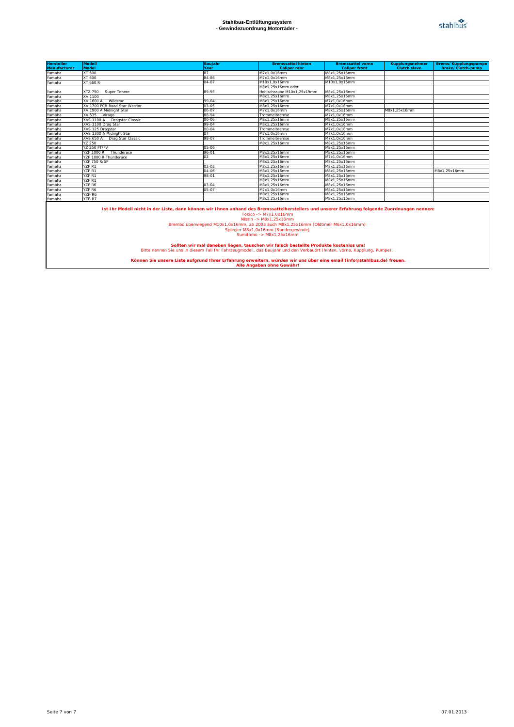**Stahlbus-Entlüftungssystem**
**- Gewindezuordnung Motorräder -**

| Hersteller<br>Manufacturer | Modell<br>Model | Baujahr<br>Year | Bremssattel hinten<br>Caliper rear | Bremssattel vorne<br>Caliper front | Kupplungsnehmer<br>Clutch slave | Brems/Kupplungspumpe<br>Brake/Clutch-pump |
|---|---|---|---|---|---|---|
| Yamaha | XT 600 | 87 | M7x1,0x16mm | M8x1,25x16mm | | |
| Yamaha | XT 600 | 84-86 | M7x1,0x16mm | M8x1,25x16mm | | |
| Yamaha | XT 660 R | 04-07 | M10x1,0x16mm | M10x1,0x16mm | | |
| Yamaha | XTZ 750 Super Tenere | 89-95 | M8x1,25x16mm oder Hohlschraube M10x1,25x19mm | M8x1,25x16mm | | |
| Yamaha | XV 1100 | | M8x1,25x16mm | M8x1,25x16mm | | |
| Yamaha | XV 1600 A Wildstar | 99-04 | M8x1,25x16mm | M7x1,0x16mm | | |
| Yamaha | XV 1700 PCR Road Star Warrior | 03-05 | M8x1,25x16mm | M7x1,0x16mm | | |
| Yamaha | XV 1900 A Midnight Star | 06-07 | M7x1,0x16mm | M8x1,25x16mm | M8x1,25x16mm | |
| Yamaha | XV 535 Virago | 88-94 | Trommelbremse | M7x1,0x16mm | | |
| Yamaha | XVS 1100 A Dragstar Classic | 00-06 | M8x1,25x16mm | M8x1,25x16mm | | |
| Yamaha | XVS 1100 Drag Star | 99-04 | M8x1,25x16mm | M7x1,0x16mm | | |
| Yamaha | XVS 125 Dragstar | 00-04 | Trommelbremse | M7x1,0x16mm | | |
| Yamaha | XVS 1300 A Midnight Star | 07 | M7x1,0x16mm | M7x1,0x16mm | | |
| Yamaha | XVS 650 A Drag Star Classic | 98-07 | Trommelbremse | M7x1,0x16mm | | |
| Yamaha | YZ 250 | | M8x1,25x16mm | M8x1,25x16mm | | |
| Yamaha | YZ 250 FT/FV | 05-06 | | M8x1,25x16mm | | |
| Yamaha | YZF 1000 R Thunderace | 96-01 | M8x1,25x16mm | M8x1,25x16mm | | |
| Yamaha | YZF 1000 R Thunderace | 02 | M8x1,25x16mm | M7x1,0x16mm | | |
| Yamaha | YZF 750 R/SP | | M8x1,25x16mm | M8x1,25x16mm | | |
| Yamaha | YZF R1 | 02-03 | M8x1,25x16mm | M8x1,25x16mm | | |
| Yamaha | YZF R1 | 04-06 | M8x1,25x16mm | M8x1,25x16mm | | M8x1,25x16mm |
| Yamaha | YZF R1 | 98-01 | M8x1,25x16mm | M8x1,25x16mm | | |
| Yamaha | YZF R1 | | M8x1,25x16mm | M8x1,25x16mm | | |
| Yamaha | YZF R6 | 03-04 | M8x1,25x16mm | M8x1,25x16mm | | |
| Yamaha | YZF R6 | 05-07 | M7x1,0x16mm | M8x1,25x16mm | | |
| Yamaha | YZF-R6 | | M8x1,25x16mm | M8x1,25x16mm | | |
| Yamaha | YZF-R7 | | M8x1,25x16mm | M8x1,25x16mm | | |

**Ist Ihr Modell nicht in der Liste, dann können wir Ihnen anhand des Bremssattelherstellers und unserer Erfahrung folgende Zuordnungen nennen:**

Tokico -> M7x1,0x16mm
Nissin -> M8x1,25x16mm
Brembo überwiegend M10x1,0x16mm, ab 2003 auch M8x1,25x16mm (Oldtimer M6x1,0x16mm)
Spiegler M8x1,0x16mm (Sondergewinde)
Sumitomo -> M8x1,25x16mm

**Sollten wir mal daneben liegen, tauschen wir falsch bestellte Produkte kostenlos um!**
Bitte nennen Sie uns in diesem Fall Ihr Fahrzeugmodell, das Baujahr und den Verbauort (hinten, vorne, Kupplung, Pumpe).

**Können Sie unsere Liste aufgrund Ihrer Erfahrung erweitern, würden wir uns über eine email (info@stahlbus.de) freuen.**
**Alle Angaben ohne Gewähr!**